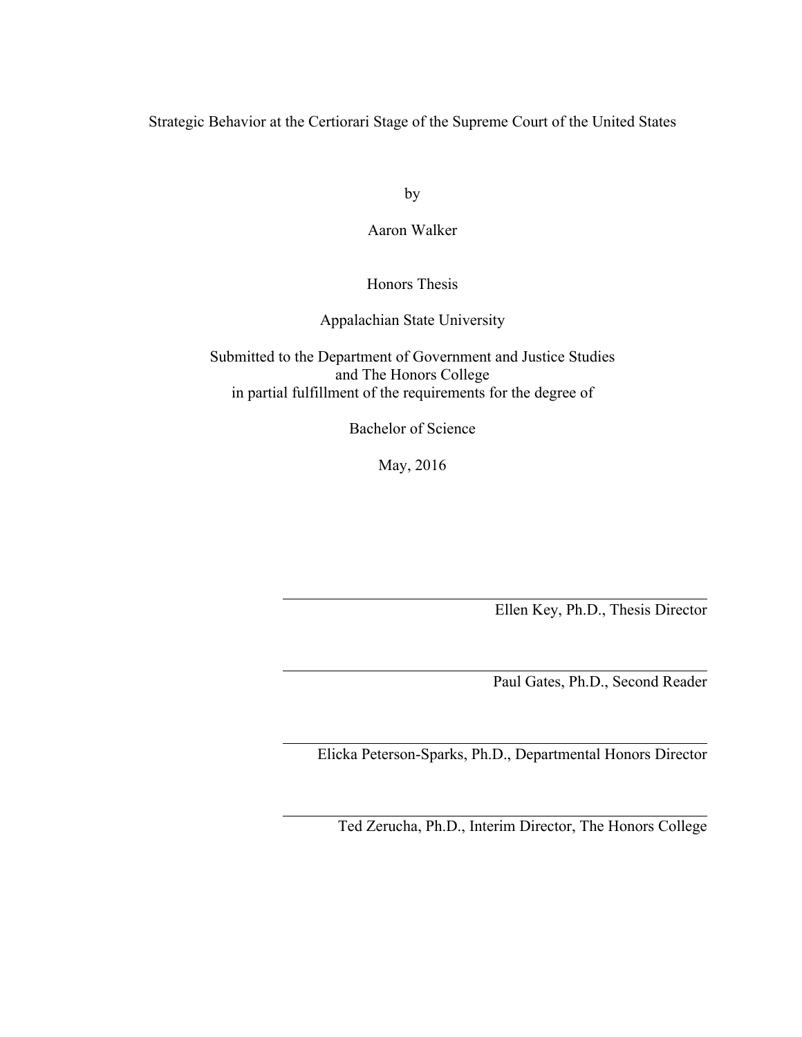# Strategic Behavior at the Certiorari Stage of the Supreme Court of the United States

by

Aaron Walker

Honors Thesis

Appalachian State University

Submitted to the Department of Government and Justice Studies
and The Honors College
in partial fulfillment of the requirements for the degree of

Bachelor of Science

May, 2016

---

Ellen Key, Ph.D., Thesis Director

---

Paul Gates, Ph.D., Second Reader

---

Elicka Peterson-Sparks, Ph.D., Departmental Honors Director

---

Ted Zerucha, Ph.D., Interim Director, The Honors College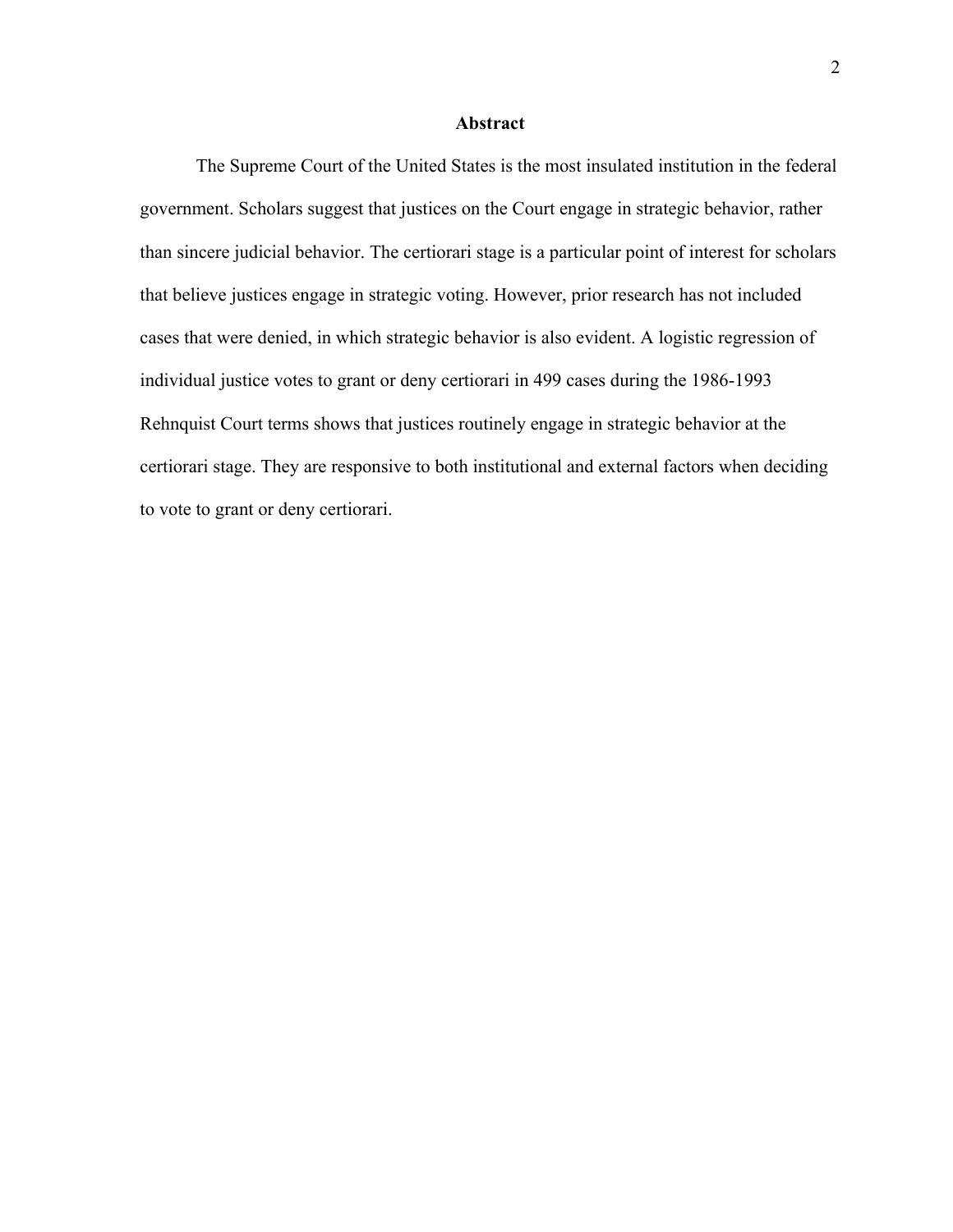## Abstract

The Supreme Court of the United States is the most insulated institution in the federal government. Scholars suggest that justices on the Court engage in strategic behavior, rather than sincere judicial behavior. The certiorari stage is a particular point of interest for scholars that believe justices engage in strategic voting. However, prior research has not included cases that were denied, in which strategic behavior is also evident. A logistic regression of individual justice votes to grant or deny certiorari in 499 cases during the 1986-1993 Rehnquist Court terms shows that justices routinely engage in strategic behavior at the certiorari stage. They are responsive to both institutional and external factors when deciding to vote to grant or deny certiorari.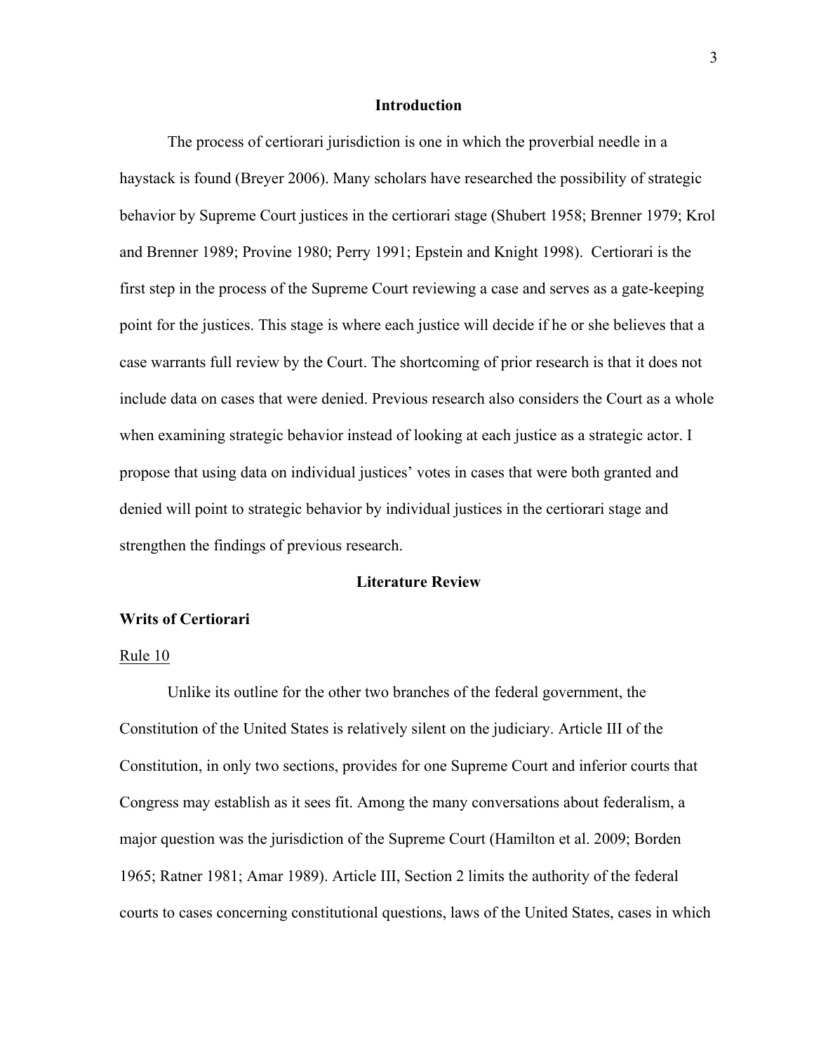## Introduction

The process of certiorari jurisdiction is one in which the proverbial needle in a haystack is found (Breyer 2006). Many scholars have researched the possibility of strategic behavior by Supreme Court justices in the certiorari stage (Shubert 1958; Brenner 1979; Krol and Brenner 1989; Provine 1980; Perry 1991; Epstein and Knight 1998). Certiorari is the first step in the process of the Supreme Court reviewing a case and serves as a gate-keeping point for the justices. This stage is where each justice will decide if he or she believes that a case warrants full review by the Court. The shortcoming of prior research is that it does not include data on cases that were denied. Previous research also considers the Court as a whole when examining strategic behavior instead of looking at each justice as a strategic actor. I propose that using data on individual justices' votes in cases that were both granted and denied will point to strategic behavior by individual justices in the certiorari stage and strengthen the findings of previous research.

## Literature Review

### Writs of Certiorari

#### Rule 10

Unlike its outline for the other two branches of the federal government, the Constitution of the United States is relatively silent on the judiciary. Article III of the Constitution, in only two sections, provides for one Supreme Court and inferior courts that Congress may establish as it sees fit. Among the many conversations about federalism, a major question was the jurisdiction of the Supreme Court (Hamilton et al. 2009; Borden 1965; Ratner 1981; Amar 1989). Article III, Section 2 limits the authority of the federal courts to cases concerning constitutional questions, laws of the United States, cases in which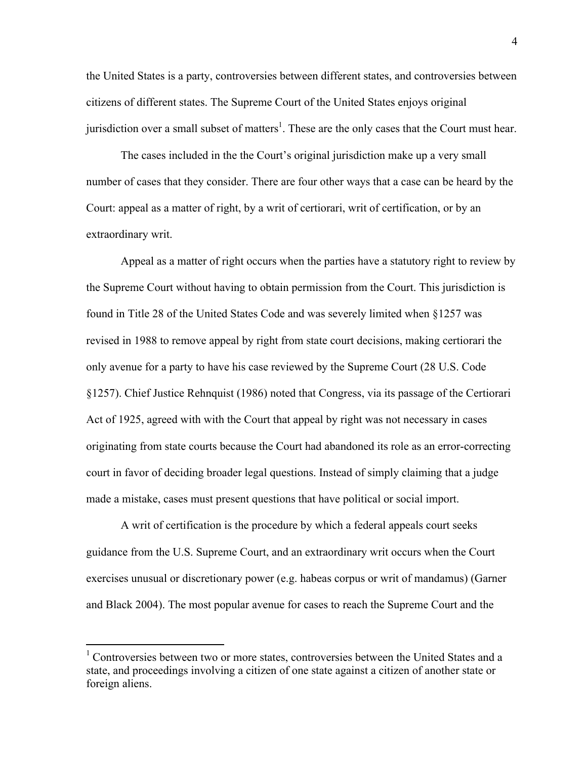the United States is a party, controversies between different states, and controversies between citizens of different states. The Supreme Court of the United States enjoys original jurisdiction over a small subset of matters[1]. These are the only cases that the Court must hear.

The cases included in the the Court's original jurisdiction make up a very small number of cases that they consider. There are four other ways that a case can be heard by the Court: appeal as a matter of right, by a writ of certiorari, writ of certification, or by an extraordinary writ.

Appeal as a matter of right occurs when the parties have a statutory right to review by the Supreme Court without having to obtain permission from the Court. This jurisdiction is found in Title 28 of the United States Code and was severely limited when §1257 was revised in 1988 to remove appeal by right from state court decisions, making certiorari the only avenue for a party to have his case reviewed by the Supreme Court (28 U.S. Code §1257). Chief Justice Rehnquist (1986) noted that Congress, via its passage of the Certiorari Act of 1925, agreed with with the Court that appeal by right was not necessary in cases originating from state courts because the Court had abandoned its role as an error-correcting court in favor of deciding broader legal questions. Instead of simply claiming that a judge made a mistake, cases must present questions that have political or social import.

A writ of certification is the procedure by which a federal appeals court seeks guidance from the U.S. Supreme Court, and an extraordinary writ occurs when the Court exercises unusual or discretionary power (e.g. habeas corpus or writ of mandamus) (Garner and Black 2004). The most popular avenue for cases to reach the Supreme Court and the

---

[1] Controversies between two or more states, controversies between the United States and a state, and proceedings involving a citizen of one state against a citizen of another state or foreign aliens.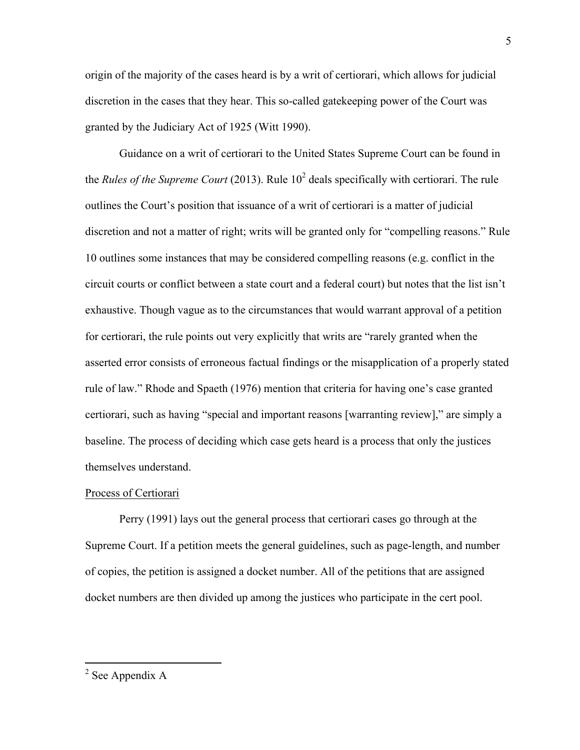origin of the majority of the cases heard is by a writ of certiorari, which allows for judicial discretion in the cases that they hear. This so-called gatekeeping power of the Court was granted by the Judiciary Act of 1925 (Witt 1990).

Guidance on a writ of certiorari to the United States Supreme Court can be found in the *Rules of the Supreme Court* (2013). Rule 10[2] deals specifically with certiorari. The rule outlines the Court's position that issuance of a writ of certiorari is a matter of judicial discretion and not a matter of right; writs will be granted only for "compelling reasons." Rule 10 outlines some instances that may be considered compelling reasons (e.g. conflict in the circuit courts or conflict between a state court and a federal court) but notes that the list isn't exhaustive. Though vague as to the circumstances that would warrant approval of a petition for certiorari, the rule points out very explicitly that writs are "rarely granted when the asserted error consists of erroneous factual findings or the misapplication of a properly stated rule of law." Rhode and Spaeth (1976) mention that criteria for having one's case granted certiorari, such as having "special and important reasons [warranting review]," are simply a baseline. The process of deciding which case gets heard is a process that only the justices themselves understand.

Process of Certiorari

Perry (1991) lays out the general process that certiorari cases go through at the Supreme Court. If a petition meets the general guidelines, such as page-length, and number of copies, the petition is assigned a docket number. All of the petitions that are assigned docket numbers are then divided up among the justices who participate in the cert pool.

[2] See Appendix A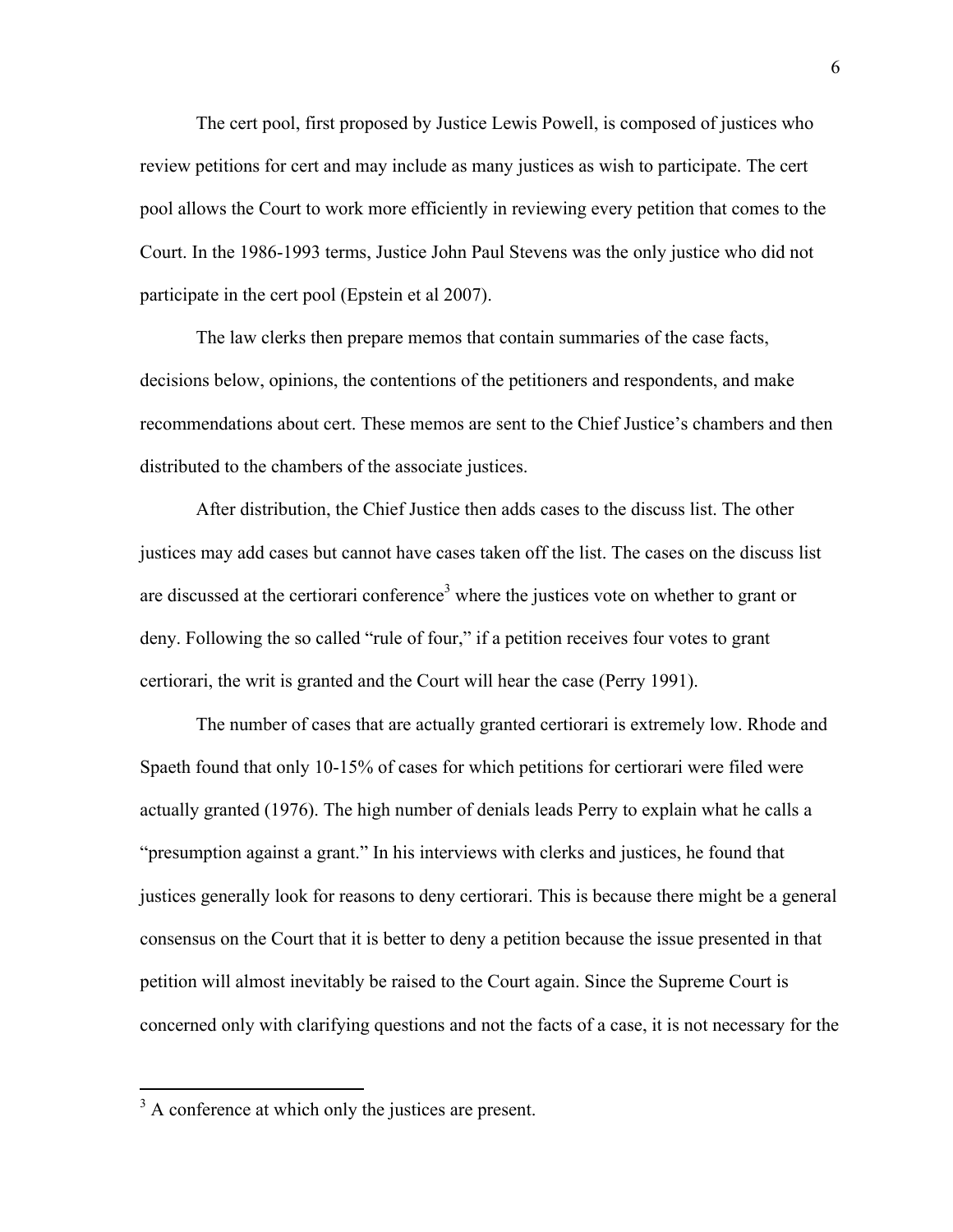The cert pool, first proposed by Justice Lewis Powell, is composed of justices who review petitions for cert and may include as many justices as wish to participate. The cert pool allows the Court to work more efficiently in reviewing every petition that comes to the Court. In the 1986-1993 terms, Justice John Paul Stevens was the only justice who did not participate in the cert pool (Epstein et al 2007).

The law clerks then prepare memos that contain summaries of the case facts, decisions below, opinions, the contentions of the petitioners and respondents, and make recommendations about cert. These memos are sent to the Chief Justice's chambers and then distributed to the chambers of the associate justices.

After distribution, the Chief Justice then adds cases to the discuss list. The other justices may add cases but cannot have cases taken off the list. The cases on the discuss list are discussed at the certiorari conference[3] where the justices vote on whether to grant or deny. Following the so called "rule of four," if a petition receives four votes to grant certiorari, the writ is granted and the Court will hear the case (Perry 1991).

The number of cases that are actually granted certiorari is extremely low. Rhode and Spaeth found that only 10-15% of cases for which petitions for certiorari were filed were actually granted (1976). The high number of denials leads Perry to explain what he calls a "presumption against a grant." In his interviews with clerks and justices, he found that justices generally look for reasons to deny certiorari. This is because there might be a general consensus on the Court that it is better to deny a petition because the issue presented in that petition will almost inevitably be raised to the Court again. Since the Supreme Court is concerned only with clarifying questions and not the facts of a case, it is not necessary for the

[3] A conference at which only the justices are present.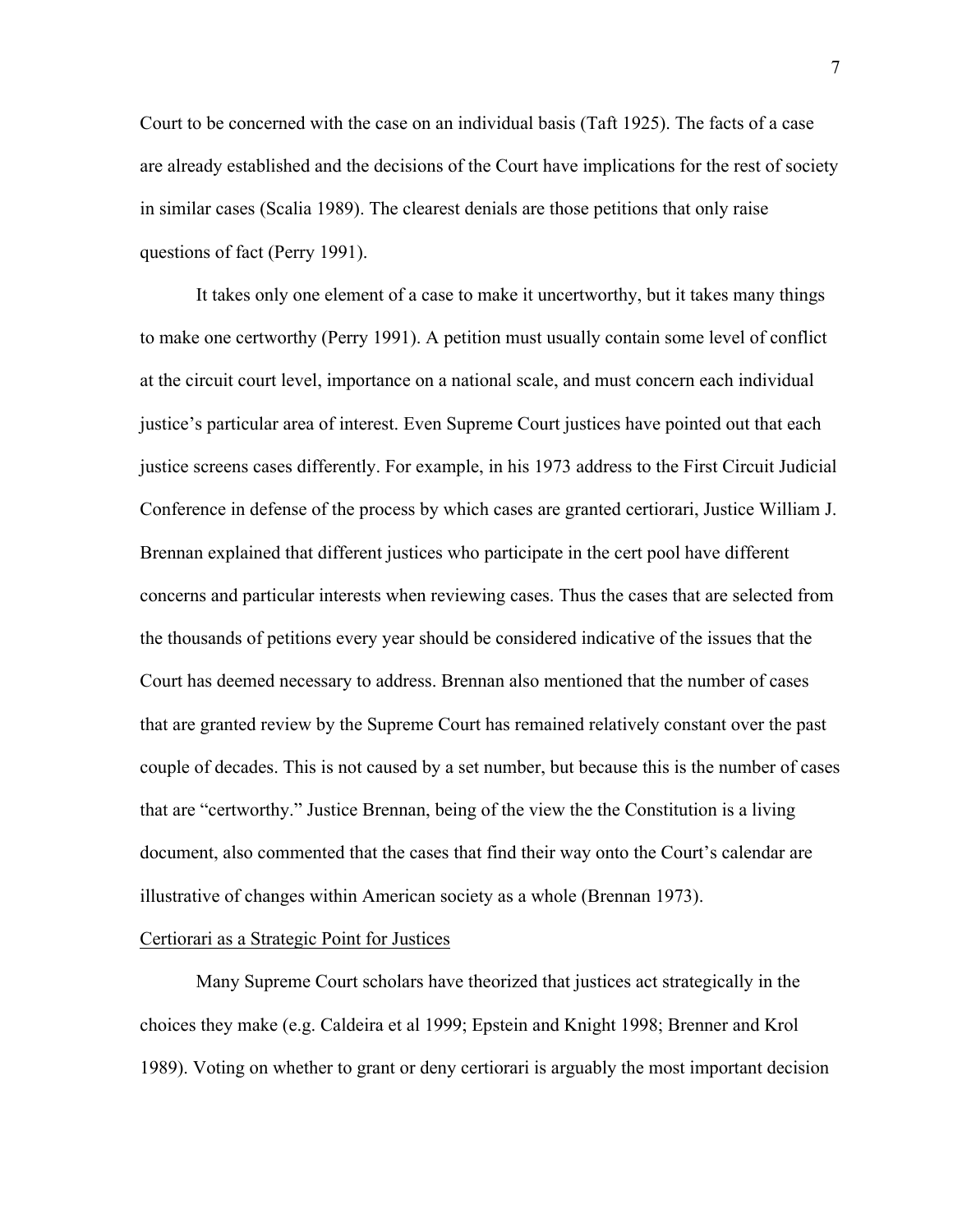Court to be concerned with the case on an individual basis (Taft 1925). The facts of a case are already established and the decisions of the Court have implications for the rest of society in similar cases (Scalia 1989). The clearest denials are those petitions that only raise questions of fact (Perry 1991).

It takes only one element of a case to make it uncertworthy, but it takes many things to make one certworthy (Perry 1991). A petition must usually contain some level of conflict at the circuit court level, importance on a national scale, and must concern each individual justice's particular area of interest. Even Supreme Court justices have pointed out that each justice screens cases differently. For example, in his 1973 address to the First Circuit Judicial Conference in defense of the process by which cases are granted certiorari, Justice William J. Brennan explained that different justices who participate in the cert pool have different concerns and particular interests when reviewing cases. Thus the cases that are selected from the thousands of petitions every year should be considered indicative of the issues that the Court has deemed necessary to address. Brennan also mentioned that the number of cases that are granted review by the Supreme Court has remained relatively constant over the past couple of decades. This is not caused by a set number, but because this is the number of cases that are "certworthy." Justice Brennan, being of the view the the Constitution is a living document, also commented that the cases that find their way onto the Court's calendar are illustrative of changes within American society as a whole (Brennan 1973).

## Certiorari as a Strategic Point for Justices

Many Supreme Court scholars have theorized that justices act strategically in the choices they make (e.g. Caldeira et al 1999; Epstein and Knight 1998; Brenner and Krol 1989). Voting on whether to grant or deny certiorari is arguably the most important decision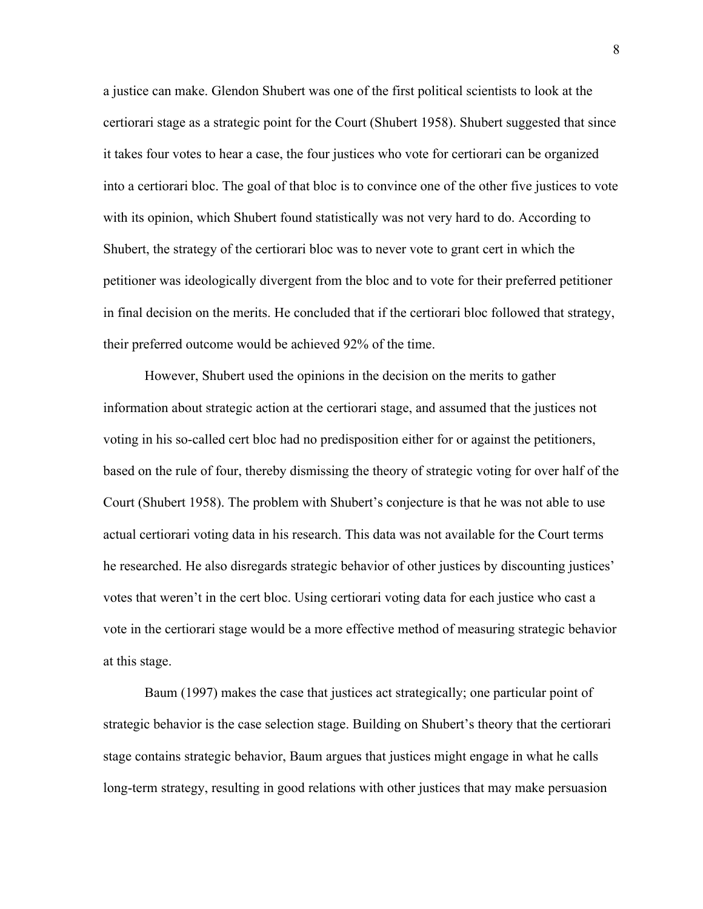a justice can make. Glendon Shubert was one of the first political scientists to look at the certiorari stage as a strategic point for the Court (Shubert 1958). Shubert suggested that since it takes four votes to hear a case, the four justices who vote for certiorari can be organized into a certiorari bloc. The goal of that bloc is to convince one of the other five justices to vote with its opinion, which Shubert found statistically was not very hard to do. According to Shubert, the strategy of the certiorari bloc was to never vote to grant cert in which the petitioner was ideologically divergent from the bloc and to vote for their preferred petitioner in final decision on the merits. He concluded that if the certiorari bloc followed that strategy, their preferred outcome would be achieved 92% of the time.

However, Shubert used the opinions in the decision on the merits to gather information about strategic action at the certiorari stage, and assumed that the justices not voting in his so-called cert bloc had no predisposition either for or against the petitioners, based on the rule of four, thereby dismissing the theory of strategic voting for over half of the Court (Shubert 1958). The problem with Shubert's conjecture is that he was not able to use actual certiorari voting data in his research. This data was not available for the Court terms he researched. He also disregards strategic behavior of other justices by discounting justices' votes that weren't in the cert bloc. Using certiorari voting data for each justice who cast a vote in the certiorari stage would be a more effective method of measuring strategic behavior at this stage.

Baum (1997) makes the case that justices act strategically; one particular point of strategic behavior is the case selection stage. Building on Shubert's theory that the certiorari stage contains strategic behavior, Baum argues that justices might engage in what he calls long-term strategy, resulting in good relations with other justices that may make persuasion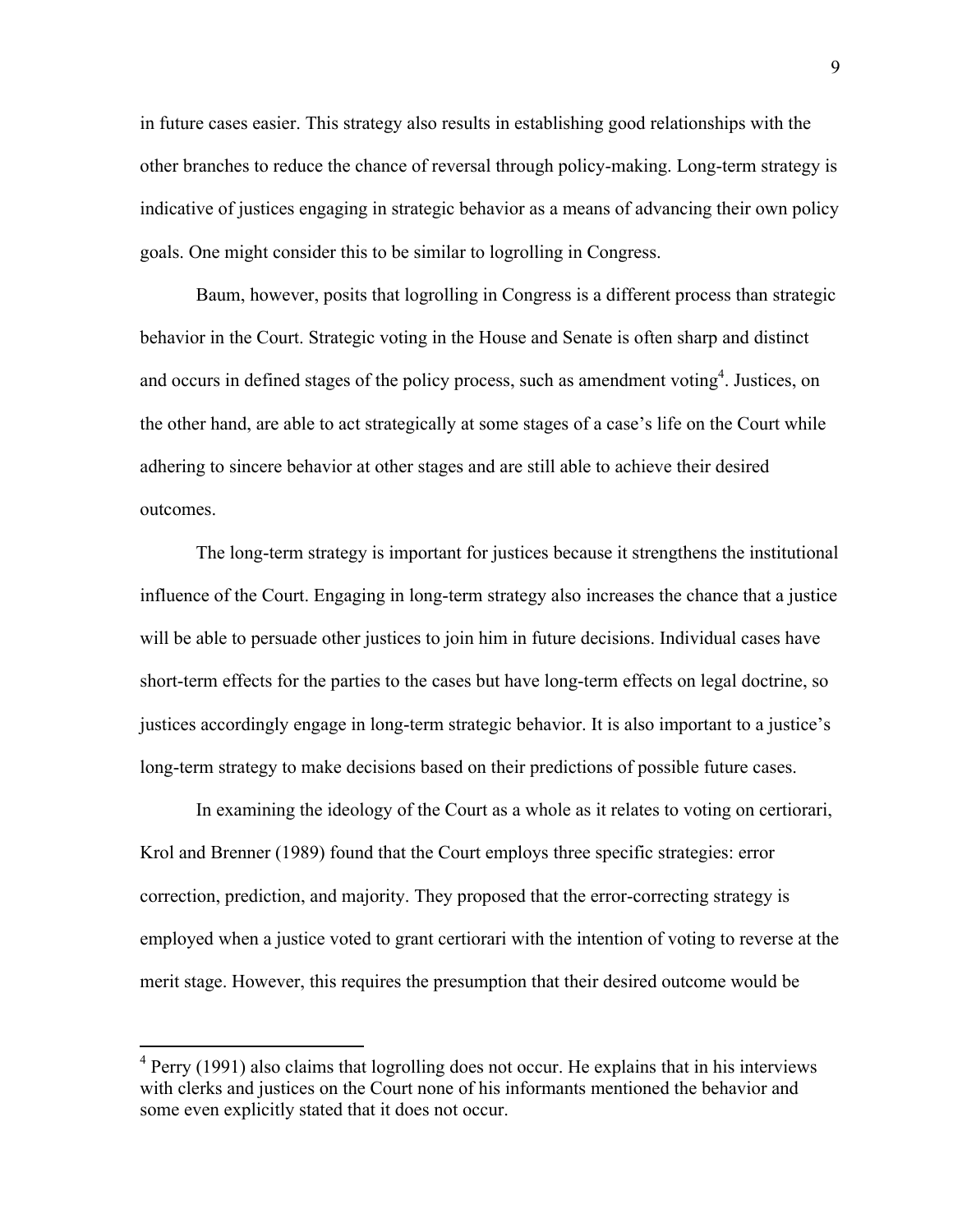in future cases easier. This strategy also results in establishing good relationships with the other branches to reduce the chance of reversal through policy-making. Long-term strategy is indicative of justices engaging in strategic behavior as a means of advancing their own policy goals. One might consider this to be similar to logrolling in Congress.

Baum, however, posits that logrolling in Congress is a different process than strategic behavior in the Court. Strategic voting in the House and Senate is often sharp and distinct and occurs in defined stages of the policy process, such as amendment voting[4]. Justices, on the other hand, are able to act strategically at some stages of a case's life on the Court while adhering to sincere behavior at other stages and are still able to achieve their desired outcomes.

The long-term strategy is important for justices because it strengthens the institutional influence of the Court. Engaging in long-term strategy also increases the chance that a justice will be able to persuade other justices to join him in future decisions. Individual cases have short-term effects for the parties to the cases but have long-term effects on legal doctrine, so justices accordingly engage in long-term strategic behavior. It is also important to a justice's long-term strategy to make decisions based on their predictions of possible future cases.

In examining the ideology of the Court as a whole as it relates to voting on certiorari, Krol and Brenner (1989) found that the Court employs three specific strategies: error correction, prediction, and majority. They proposed that the error-correcting strategy is employed when a justice voted to grant certiorari with the intention of voting to reverse at the merit stage. However, this requires the presumption that their desired outcome would be

---

[4] Perry (1991) also claims that logrolling does not occur. He explains that in his interviews with clerks and justices on the Court none of his informants mentioned the behavior and some even explicitly stated that it does not occur.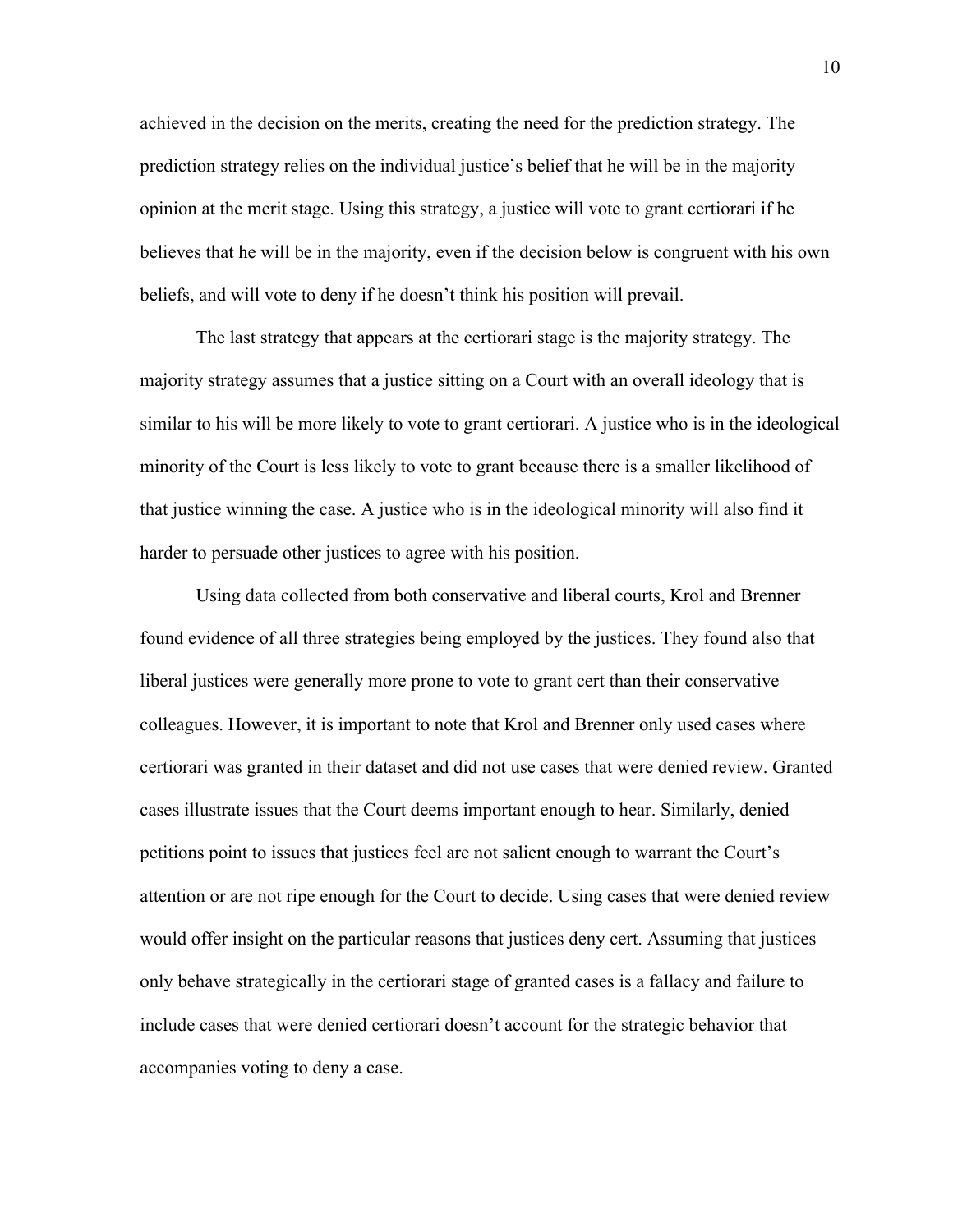achieved in the decision on the merits, creating the need for the prediction strategy. The prediction strategy relies on the individual justice's belief that he will be in the majority opinion at the merit stage. Using this strategy, a justice will vote to grant certiorari if he believes that he will be in the majority, even if the decision below is congruent with his own beliefs, and will vote to deny if he doesn't think his position will prevail.

The last strategy that appears at the certiorari stage is the majority strategy. The majority strategy assumes that a justice sitting on a Court with an overall ideology that is similar to his will be more likely to vote to grant certiorari. A justice who is in the ideological minority of the Court is less likely to vote to grant because there is a smaller likelihood of that justice winning the case. A justice who is in the ideological minority will also find it harder to persuade other justices to agree with his position.

Using data collected from both conservative and liberal courts, Krol and Brenner found evidence of all three strategies being employed by the justices. They found also that liberal justices were generally more prone to vote to grant cert than their conservative colleagues. However, it is important to note that Krol and Brenner only used cases where certiorari was granted in their dataset and did not use cases that were denied review. Granted cases illustrate issues that the Court deems important enough to hear. Similarly, denied petitions point to issues that justices feel are not salient enough to warrant the Court's attention or are not ripe enough for the Court to decide. Using cases that were denied review would offer insight on the particular reasons that justices deny cert. Assuming that justices only behave strategically in the certiorari stage of granted cases is a fallacy and failure to include cases that were denied certiorari doesn't account for the strategic behavior that accompanies voting to deny a case.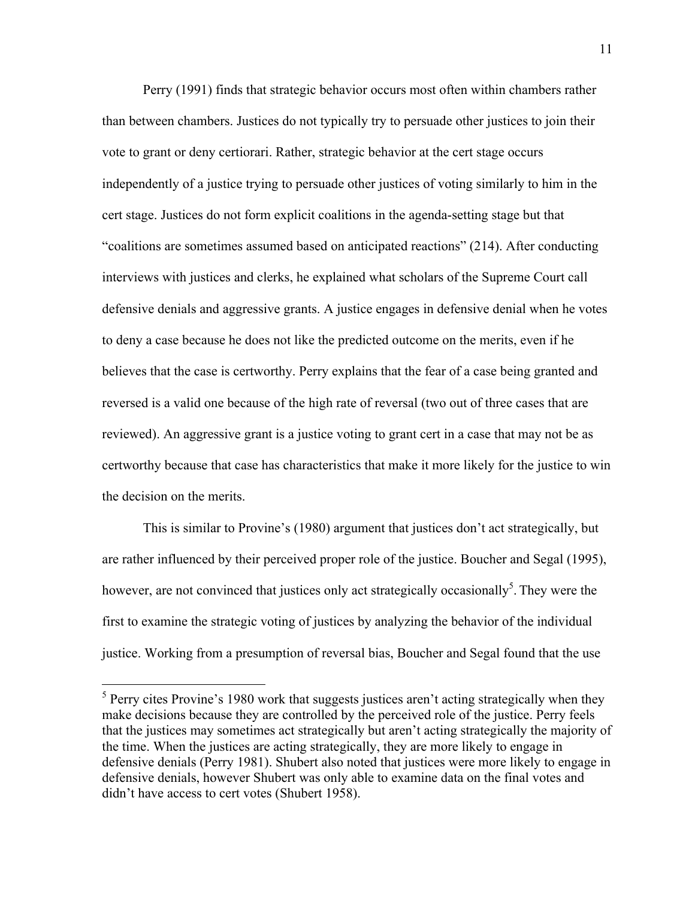Perry (1991) finds that strategic behavior occurs most often within chambers rather than between chambers. Justices do not typically try to persuade other justices to join their vote to grant or deny certiorari. Rather, strategic behavior at the cert stage occurs independently of a justice trying to persuade other justices of voting similarly to him in the cert stage. Justices do not form explicit coalitions in the agenda-setting stage but that "coalitions are sometimes assumed based on anticipated reactions" (214). After conducting interviews with justices and clerks, he explained what scholars of the Supreme Court call defensive denials and aggressive grants. A justice engages in defensive denial when he votes to deny a case because he does not like the predicted outcome on the merits, even if he believes that the case is certworthy. Perry explains that the fear of a case being granted and reversed is a valid one because of the high rate of reversal (two out of three cases that are reviewed). An aggressive grant is a justice voting to grant cert in a case that may not be as certworthy because that case has characteristics that make it more likely for the justice to win the decision on the merits.

This is similar to Provine's (1980) argument that justices don't act strategically, but are rather influenced by their perceived proper role of the justice. Boucher and Segal (1995), however, are not convinced that justices only act strategically occasionally[5]. They were the first to examine the strategic voting of justices by analyzing the behavior of the individual justice. Working from a presumption of reversal bias, Boucher and Segal found that the use

[5] Perry cites Provine's 1980 work that suggests justices aren't acting strategically when they make decisions because they are controlled by the perceived role of the justice. Perry feels that the justices may sometimes act strategically but aren't acting strategically the majority of the time. When the justices are acting strategically, they are more likely to engage in defensive denials (Perry 1981). Shubert also noted that justices were more likely to engage in defensive denials, however Shubert was only able to examine data on the final votes and didn't have access to cert votes (Shubert 1958).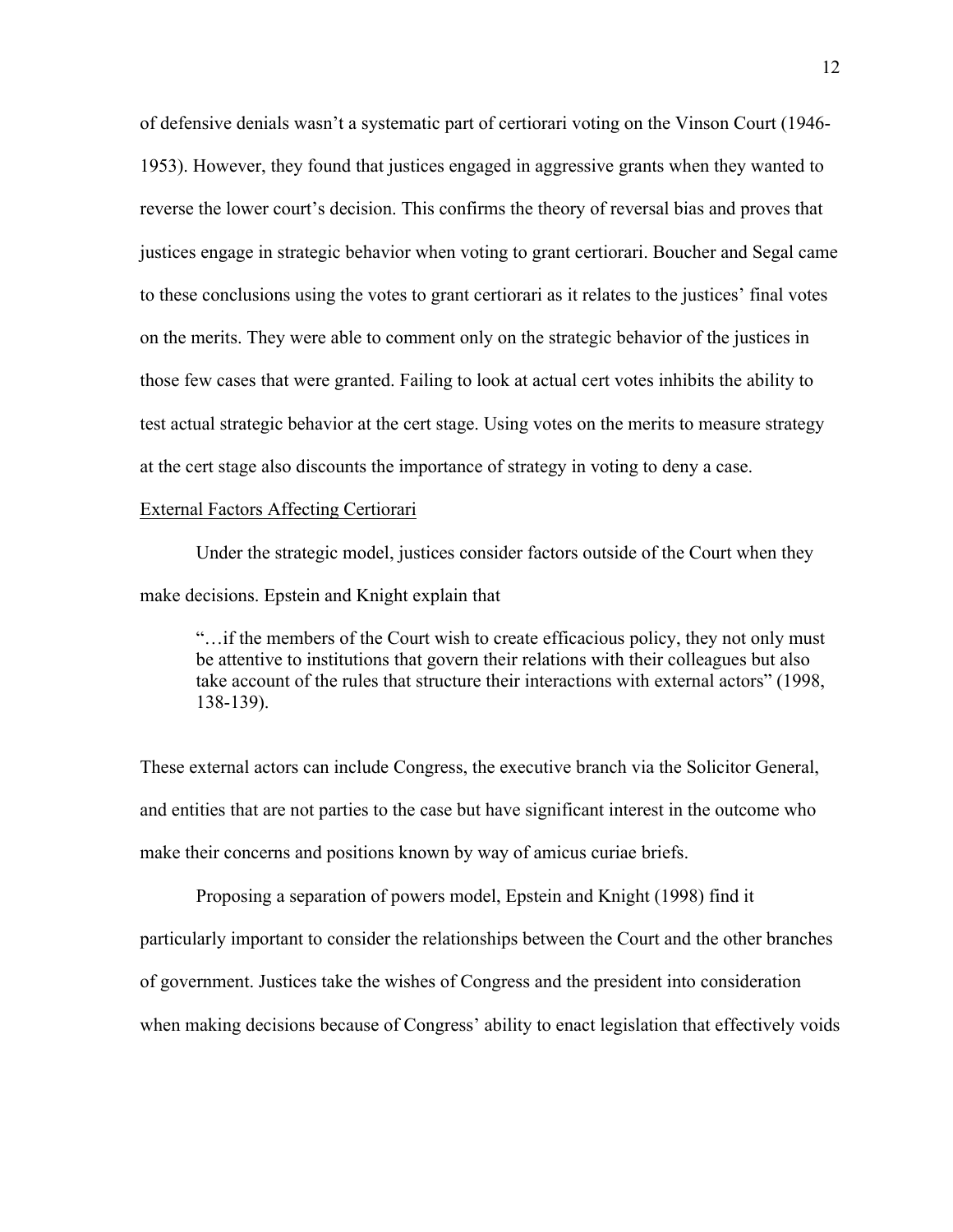of defensive denials wasn't a systematic part of certiorari voting on the Vinson Court (1946-1953). However, they found that justices engaged in aggressive grants when they wanted to reverse the lower court's decision. This confirms the theory of reversal bias and proves that justices engage in strategic behavior when voting to grant certiorari. Boucher and Segal came to these conclusions using the votes to grant certiorari as it relates to the justices' final votes on the merits. They were able to comment only on the strategic behavior of the justices in those few cases that were granted. Failing to look at actual cert votes inhibits the ability to test actual strategic behavior at the cert stage. Using votes on the merits to measure strategy at the cert stage also discounts the importance of strategy in voting to deny a case.

<u>External Factors Affecting Certiorari</u>

Under the strategic model, justices consider factors outside of the Court when they make decisions. Epstein and Knight explain that

> "…if the members of the Court wish to create efficacious policy, they not only must be attentive to institutions that govern their relations with their colleagues but also take account of the rules that structure their interactions with external actors" (1998, 138-139).

These external actors can include Congress, the executive branch via the Solicitor General, and entities that are not parties to the case but have significant interest in the outcome who make their concerns and positions known by way of amicus curiae briefs.

Proposing a separation of powers model, Epstein and Knight (1998) find it particularly important to consider the relationships between the Court and the other branches of government. Justices take the wishes of Congress and the president into consideration when making decisions because of Congress' ability to enact legislation that effectively voids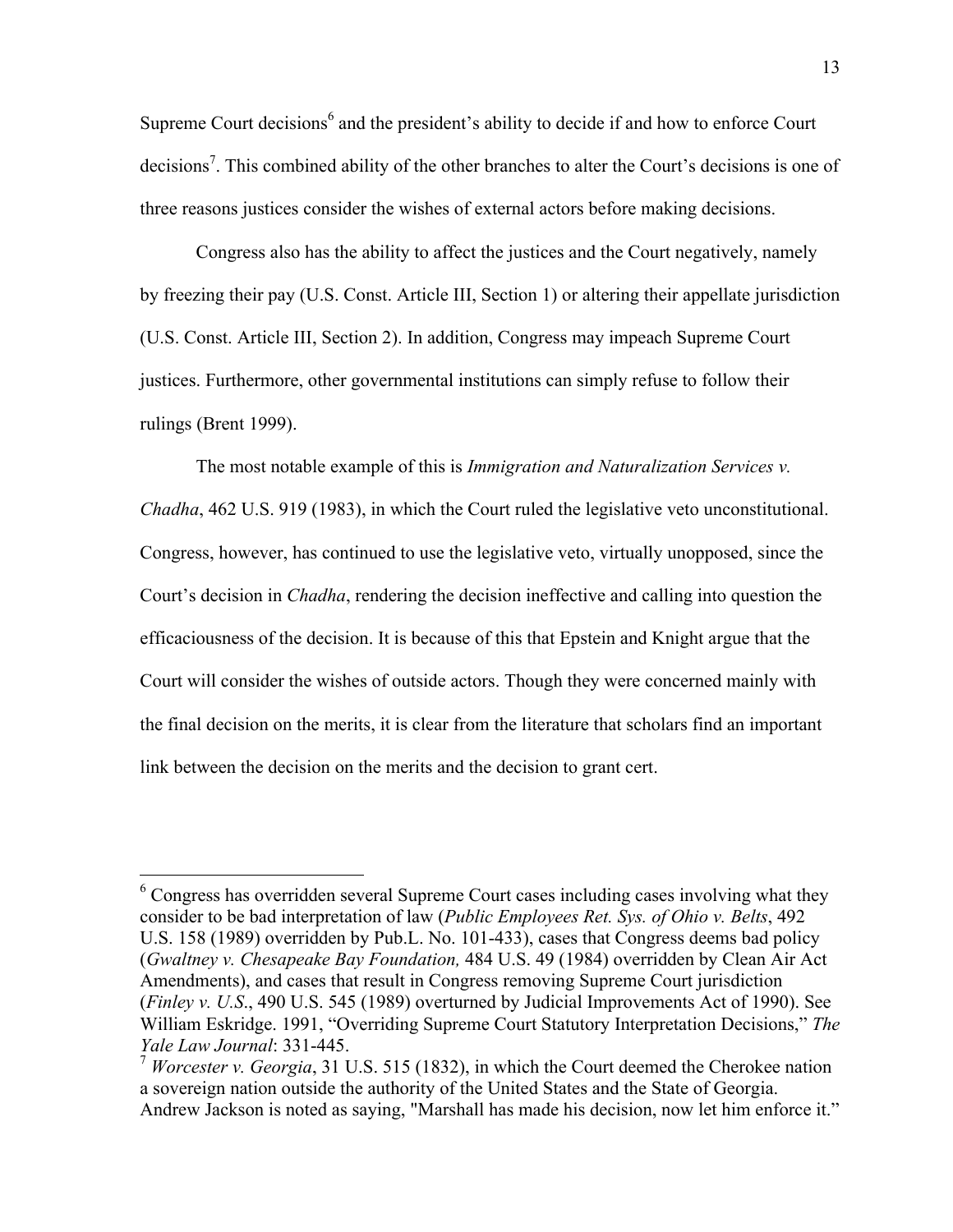Supreme Court decisions[6] and the president's ability to decide if and how to enforce Court decisions[7]. This combined ability of the other branches to alter the Court's decisions is one of three reasons justices consider the wishes of external actors before making decisions.

Congress also has the ability to affect the justices and the Court negatively, namely by freezing their pay (U.S. Const. Article III, Section 1) or altering their appellate jurisdiction (U.S. Const. Article III, Section 2). In addition, Congress may impeach Supreme Court justices. Furthermore, other governmental institutions can simply refuse to follow their rulings (Brent 1999).

The most notable example of this is *Immigration and Naturalization Services v. Chadha*, 462 U.S. 919 (1983), in which the Court ruled the legislative veto unconstitutional. Congress, however, has continued to use the legislative veto, virtually unopposed, since the Court's decision in *Chadha*, rendering the decision ineffective and calling into question the efficaciousness of the decision. It is because of this that Epstein and Knight argue that the Court will consider the wishes of outside actors. Though they were concerned mainly with the final decision on the merits, it is clear from the literature that scholars find an important link between the decision on the merits and the decision to grant cert.

---

[6] Congress has overridden several Supreme Court cases including cases involving what they consider to be bad interpretation of law (*Public Employees Ret. Sys. of Ohio v. Belts*, 492 U.S. 158 (1989) overridden by Pub.L. No. 101-433), cases that Congress deems bad policy (*Gwaltney v. Chesapeake Bay Foundation,* 484 U.S. 49 (1984) overridden by Clean Air Act Amendments), and cases that result in Congress removing Supreme Court jurisdiction (*Finley v. U.S*., 490 U.S. 545 (1989) overturned by Judicial Improvements Act of 1990). See William Eskridge. 1991, "Overriding Supreme Court Statutory Interpretation Decisions," *The Yale Law Journal*: 331-445.

[7] *Worcester v. Georgia*, 31 U.S. 515 (1832), in which the Court deemed the Cherokee nation a sovereign nation outside the authority of the United States and the State of Georgia. Andrew Jackson is noted as saying, "Marshall has made his decision, now let him enforce it."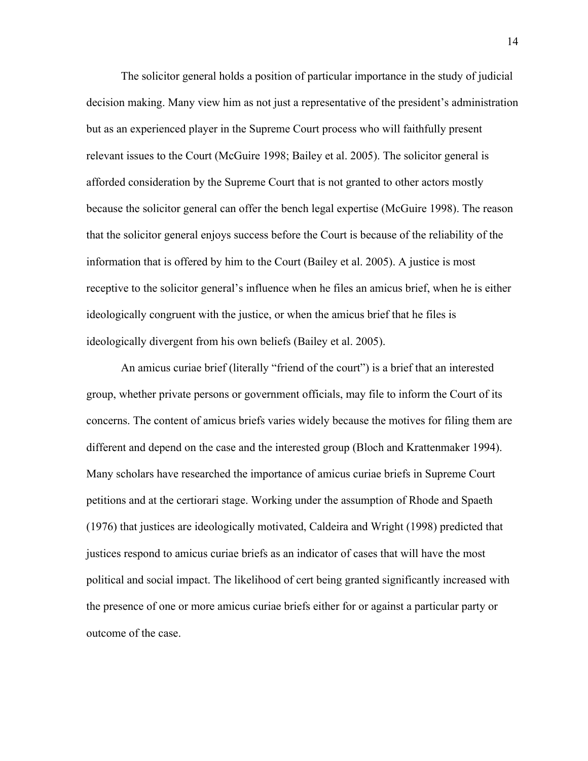The solicitor general holds a position of particular importance in the study of judicial decision making. Many view him as not just a representative of the president's administration but as an experienced player in the Supreme Court process who will faithfully present relevant issues to the Court (McGuire 1998; Bailey et al. 2005). The solicitor general is afforded consideration by the Supreme Court that is not granted to other actors mostly because the solicitor general can offer the bench legal expertise (McGuire 1998). The reason that the solicitor general enjoys success before the Court is because of the reliability of the information that is offered by him to the Court (Bailey et al. 2005). A justice is most receptive to the solicitor general's influence when he files an amicus brief, when he is either ideologically congruent with the justice, or when the amicus brief that he files is ideologically divergent from his own beliefs (Bailey et al. 2005).

An amicus curiae brief (literally "friend of the court") is a brief that an interested group, whether private persons or government officials, may file to inform the Court of its concerns. The content of amicus briefs varies widely because the motives for filing them are different and depend on the case and the interested group (Bloch and Krattenmaker 1994). Many scholars have researched the importance of amicus curiae briefs in Supreme Court petitions and at the certiorari stage. Working under the assumption of Rhode and Spaeth (1976) that justices are ideologically motivated, Caldeira and Wright (1998) predicted that justices respond to amicus curiae briefs as an indicator of cases that will have the most political and social impact. The likelihood of cert being granted significantly increased with the presence of one or more amicus curiae briefs either for or against a particular party or outcome of the case.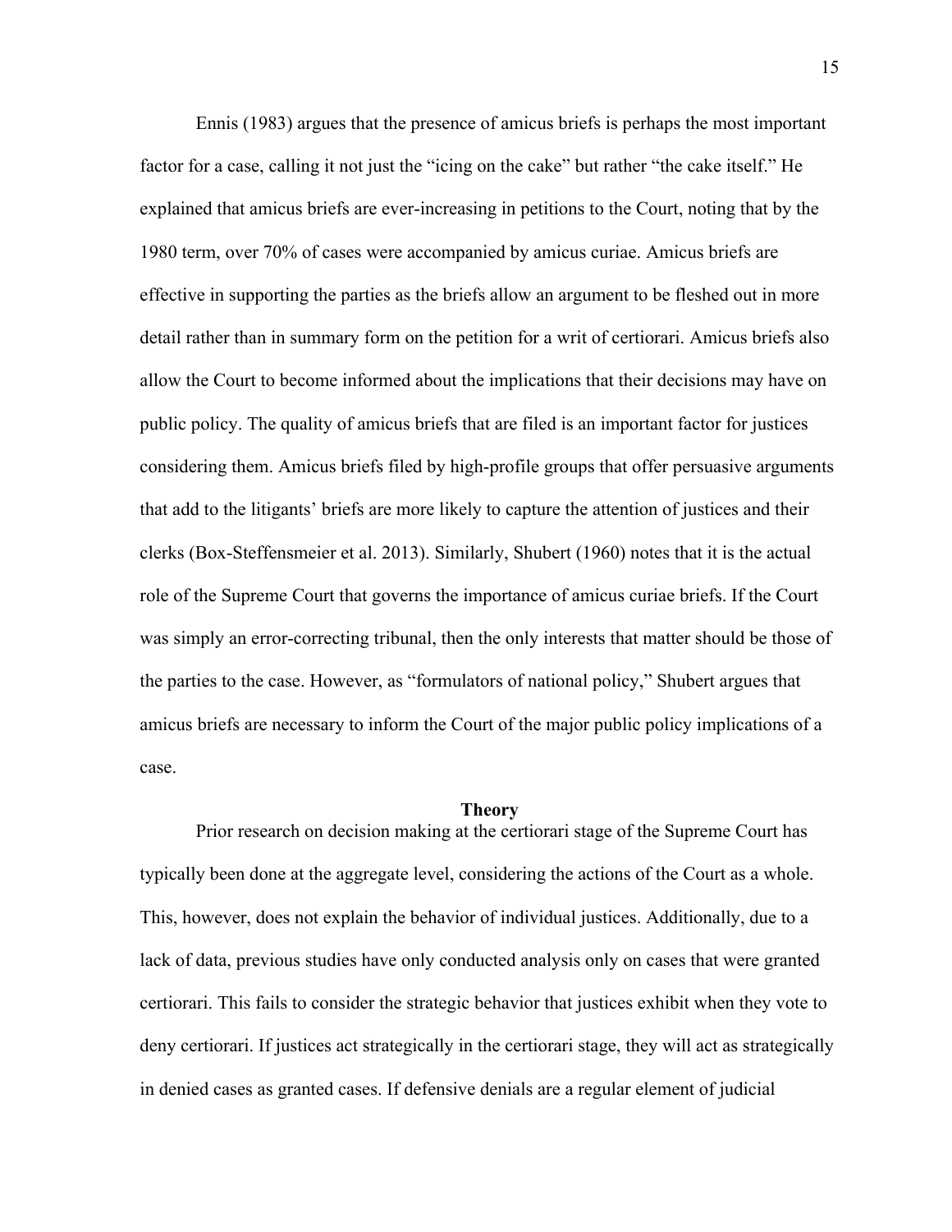Ennis (1983) argues that the presence of amicus briefs is perhaps the most important factor for a case, calling it not just the "icing on the cake" but rather "the cake itself." He explained that amicus briefs are ever-increasing in petitions to the Court, noting that by the 1980 term, over 70% of cases were accompanied by amicus curiae. Amicus briefs are effective in supporting the parties as the briefs allow an argument to be fleshed out in more detail rather than in summary form on the petition for a writ of certiorari. Amicus briefs also allow the Court to become informed about the implications that their decisions may have on public policy. The quality of amicus briefs that are filed is an important factor for justices considering them. Amicus briefs filed by high-profile groups that offer persuasive arguments that add to the litigants' briefs are more likely to capture the attention of justices and their clerks (Box-Steffensmeier et al. 2013). Similarly, Shubert (1960) notes that it is the actual role of the Supreme Court that governs the importance of amicus curiae briefs. If the Court was simply an error-correcting tribunal, then the only interests that matter should be those of the parties to the case. However, as "formulators of national policy," Shubert argues that amicus briefs are necessary to inform the Court of the major public policy implications of a case.

## Theory

Prior research on decision making at the certiorari stage of the Supreme Court has typically been done at the aggregate level, considering the actions of the Court as a whole. This, however, does not explain the behavior of individual justices. Additionally, due to a lack of data, previous studies have only conducted analysis only on cases that were granted certiorari. This fails to consider the strategic behavior that justices exhibit when they vote to deny certiorari. If justices act strategically in the certiorari stage, they will act as strategically in denied cases as granted cases. If defensive denials are a regular element of judicial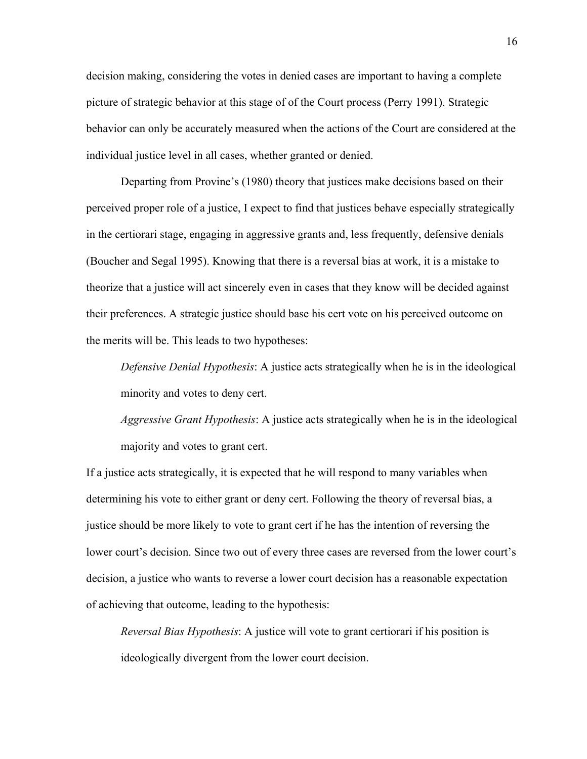decision making, considering the votes in denied cases are important to having a complete picture of strategic behavior at this stage of of the Court process (Perry 1991). Strategic behavior can only be accurately measured when the actions of the Court are considered at the individual justice level in all cases, whether granted or denied.

Departing from Provine's (1980) theory that justices make decisions based on their perceived proper role of a justice, I expect to find that justices behave especially strategically in the certiorari stage, engaging in aggressive grants and, less frequently, defensive denials (Boucher and Segal 1995). Knowing that there is a reversal bias at work, it is a mistake to theorize that a justice will act sincerely even in cases that they know will be decided against their preferences. A strategic justice should base his cert vote on his perceived outcome on the merits will be. This leads to two hypotheses:

> *Defensive Denial Hypothesis*: A justice acts strategically when he is in the ideological minority and votes to deny cert.
>
> *Aggressive Grant Hypothesis*: A justice acts strategically when he is in the ideological majority and votes to grant cert.

If a justice acts strategically, it is expected that he will respond to many variables when determining his vote to either grant or deny cert. Following the theory of reversal bias, a justice should be more likely to vote to grant cert if he has the intention of reversing the lower court's decision. Since two out of every three cases are reversed from the lower court's decision, a justice who wants to reverse a lower court decision has a reasonable expectation of achieving that outcome, leading to the hypothesis:

> *Reversal Bias Hypothesis*: A justice will vote to grant certiorari if his position is ideologically divergent from the lower court decision.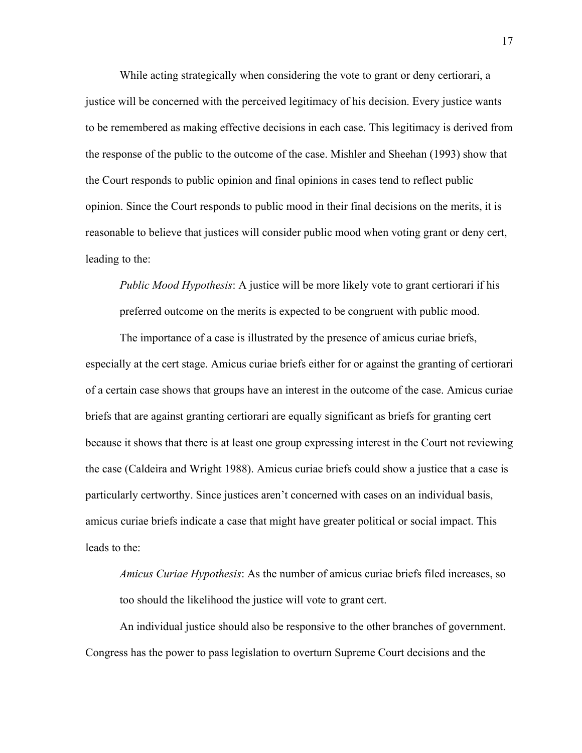While acting strategically when considering the vote to grant or deny certiorari, a justice will be concerned with the perceived legitimacy of his decision. Every justice wants to be remembered as making effective decisions in each case. This legitimacy is derived from the response of the public to the outcome of the case. Mishler and Sheehan (1993) show that the Court responds to public opinion and final opinions in cases tend to reflect public opinion. Since the Court responds to public mood in their final decisions on the merits, it is reasonable to believe that justices will consider public mood when voting grant or deny cert, leading to the:

> *Public Mood Hypothesis*: A justice will be more likely vote to grant certiorari if his preferred outcome on the merits is expected to be congruent with public mood.

The importance of a case is illustrated by the presence of amicus curiae briefs, especially at the cert stage. Amicus curiae briefs either for or against the granting of certiorari of a certain case shows that groups have an interest in the outcome of the case. Amicus curiae briefs that are against granting certiorari are equally significant as briefs for granting cert because it shows that there is at least one group expressing interest in the Court not reviewing the case (Caldeira and Wright 1988). Amicus curiae briefs could show a justice that a case is particularly certworthy. Since justices aren't concerned with cases on an individual basis, amicus curiae briefs indicate a case that might have greater political or social impact. This leads to the:

> *Amicus Curiae Hypothesis*: As the number of amicus curiae briefs filed increases, so too should the likelihood the justice will vote to grant cert.

An individual justice should also be responsive to the other branches of government. Congress has the power to pass legislation to overturn Supreme Court decisions and the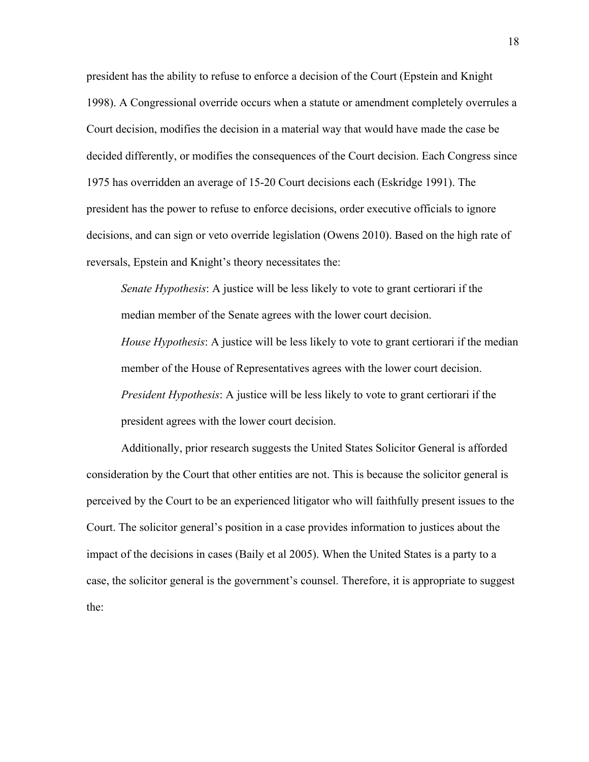president has the ability to refuse to enforce a decision of the Court (Epstein and Knight 1998). A Congressional override occurs when a statute or amendment completely overrules a Court decision, modifies the decision in a material way that would have made the case be decided differently, or modifies the consequences of the Court decision. Each Congress since 1975 has overridden an average of 15-20 Court decisions each (Eskridge 1991). The president has the power to refuse to enforce decisions, order executive officials to ignore decisions, and can sign or veto override legislation (Owens 2010). Based on the high rate of reversals, Epstein and Knight's theory necessitates the:

> *Senate Hypothesis*: A justice will be less likely to vote to grant certiorari if the median member of the Senate agrees with the lower court decision.
>
> *House Hypothesis*: A justice will be less likely to vote to grant certiorari if the median member of the House of Representatives agrees with the lower court decision.
>
> *President Hypothesis*: A justice will be less likely to vote to grant certiorari if the president agrees with the lower court decision.

Additionally, prior research suggests the United States Solicitor General is afforded consideration by the Court that other entities are not. This is because the solicitor general is perceived by the Court to be an experienced litigator who will faithfully present issues to the Court. The solicitor general's position in a case provides information to justices about the impact of the decisions in cases (Baily et al 2005). When the United States is a party to a case, the solicitor general is the government's counsel. Therefore, it is appropriate to suggest the: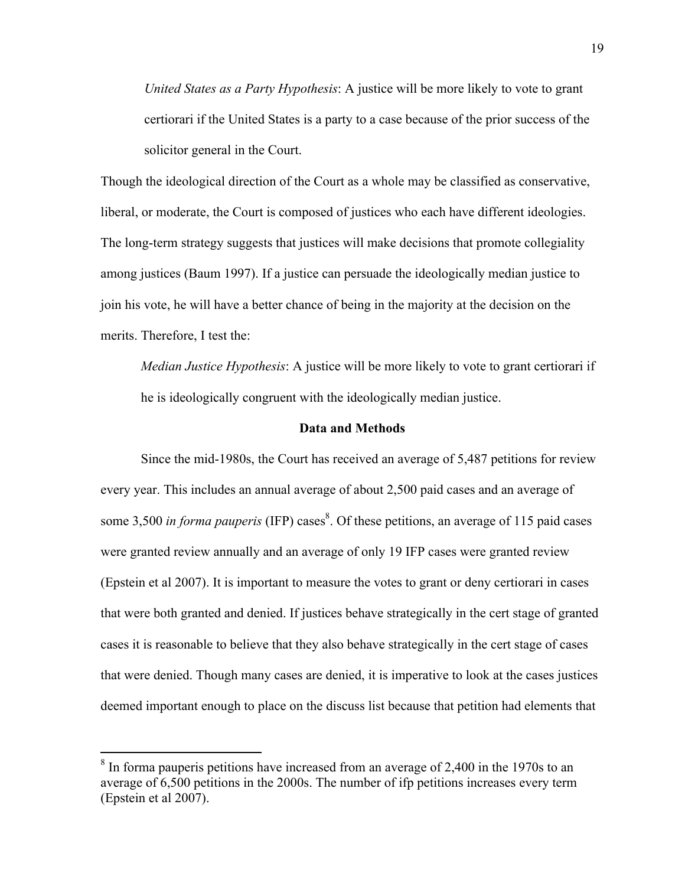*United States as a Party Hypothesis*: A justice will be more likely to vote to grant certiorari if the United States is a party to a case because of the prior success of the solicitor general in the Court.

Though the ideological direction of the Court as a whole may be classified as conservative, liberal, or moderate, the Court is composed of justices who each have different ideologies. The long-term strategy suggests that justices will make decisions that promote collegiality among justices (Baum 1997). If a justice can persuade the ideologically median justice to join his vote, he will have a better chance of being in the majority at the decision on the merits. Therefore, I test the:

*Median Justice Hypothesis*: A justice will be more likely to vote to grant certiorari if he is ideologically congruent with the ideologically median justice.

## Data and Methods

Since the mid-1980s, the Court has received an average of 5,487 petitions for review every year. This includes an annual average of about 2,500 paid cases and an average of some 3,500 *in forma pauperis* (IFP) cases[8]. Of these petitions, an average of 115 paid cases were granted review annually and an average of only 19 IFP cases were granted review (Epstein et al 2007). It is important to measure the votes to grant or deny certiorari in cases that were both granted and denied. If justices behave strategically in the cert stage of granted cases it is reasonable to believe that they also behave strategically in the cert stage of cases that were denied. Though many cases are denied, it is imperative to look at the cases justices deemed important enough to place on the discuss list because that petition had elements that

[8] In forma pauperis petitions have increased from an average of 2,400 in the 1970s to an average of 6,500 petitions in the 2000s. The number of ifp petitions increases every term (Epstein et al 2007).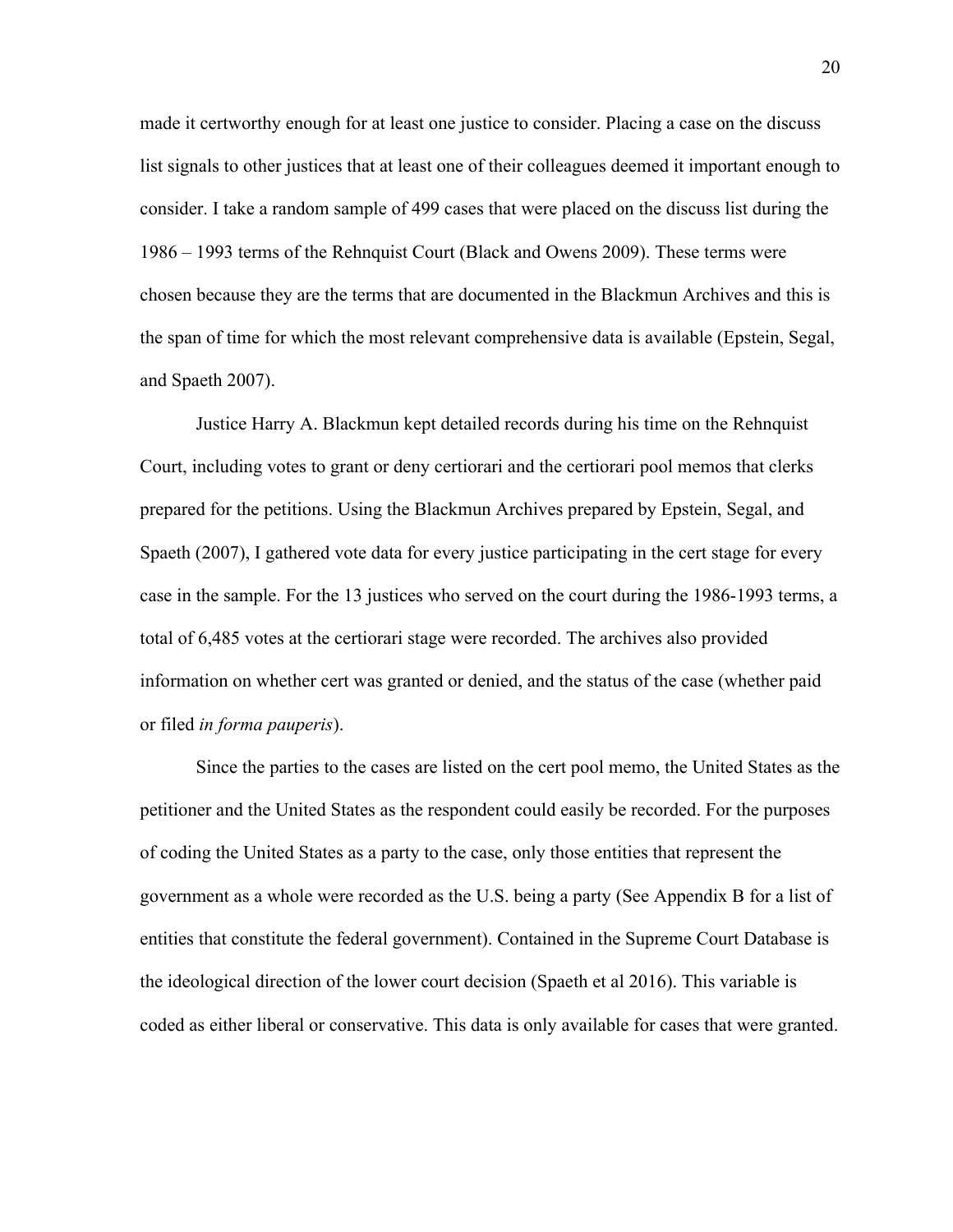made it certworthy enough for at least one justice to consider. Placing a case on the discuss list signals to other justices that at least one of their colleagues deemed it important enough to consider. I take a random sample of 499 cases that were placed on the discuss list during the 1986 – 1993 terms of the Rehnquist Court (Black and Owens 2009). These terms were chosen because they are the terms that are documented in the Blackmun Archives and this is the span of time for which the most relevant comprehensive data is available (Epstein, Segal, and Spaeth 2007).

Justice Harry A. Blackmun kept detailed records during his time on the Rehnquist Court, including votes to grant or deny certiorari and the certiorari pool memos that clerks prepared for the petitions. Using the Blackmun Archives prepared by Epstein, Segal, and Spaeth (2007), I gathered vote data for every justice participating in the cert stage for every case in the sample. For the 13 justices who served on the court during the 1986-1993 terms, a total of 6,485 votes at the certiorari stage were recorded. The archives also provided information on whether cert was granted or denied, and the status of the case (whether paid or filed *in forma pauperis*).

Since the parties to the cases are listed on the cert pool memo, the United States as the petitioner and the United States as the respondent could easily be recorded. For the purposes of coding the United States as a party to the case, only those entities that represent the government as a whole were recorded as the U.S. being a party (See Appendix B for a list of entities that constitute the federal government). Contained in the Supreme Court Database is the ideological direction of the lower court decision (Spaeth et al 2016). This variable is coded as either liberal or conservative. This data is only available for cases that were granted.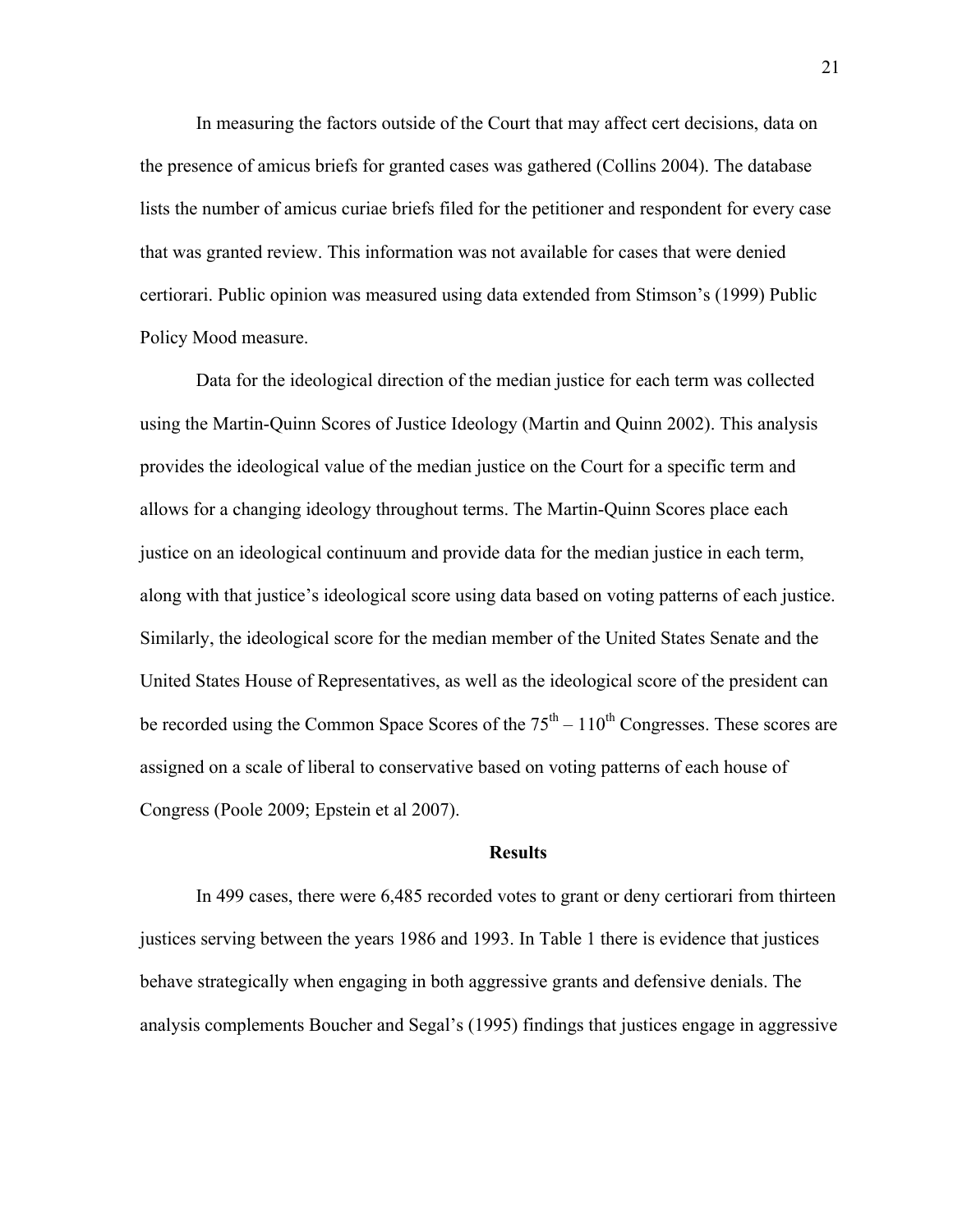In measuring the factors outside of the Court that may affect cert decisions, data on the presence of amicus briefs for granted cases was gathered (Collins 2004). The database lists the number of amicus curiae briefs filed for the petitioner and respondent for every case that was granted review. This information was not available for cases that were denied certiorari. Public opinion was measured using data extended from Stimson's (1999) Public Policy Mood measure.

Data for the ideological direction of the median justice for each term was collected using the Martin-Quinn Scores of Justice Ideology (Martin and Quinn 2002). This analysis provides the ideological value of the median justice on the Court for a specific term and allows for a changing ideology throughout terms. The Martin-Quinn Scores place each justice on an ideological continuum and provide data for the median justice in each term, along with that justice's ideological score using data based on voting patterns of each justice. Similarly, the ideological score for the median member of the United States Senate and the United States House of Representatives, as well as the ideological score of the president can be recorded using the Common Space Scores of the $75^{th}$ – $110^{th}$ Congresses. These scores are assigned on a scale of liberal to conservative based on voting patterns of each house of Congress (Poole 2009; Epstein et al 2007).

## Results

In 499 cases, there were 6,485 recorded votes to grant or deny certiorari from thirteen justices serving between the years 1986 and 1993. In Table 1 there is evidence that justices behave strategically when engaging in both aggressive grants and defensive denials. The analysis complements Boucher and Segal's (1995) findings that justices engage in aggressive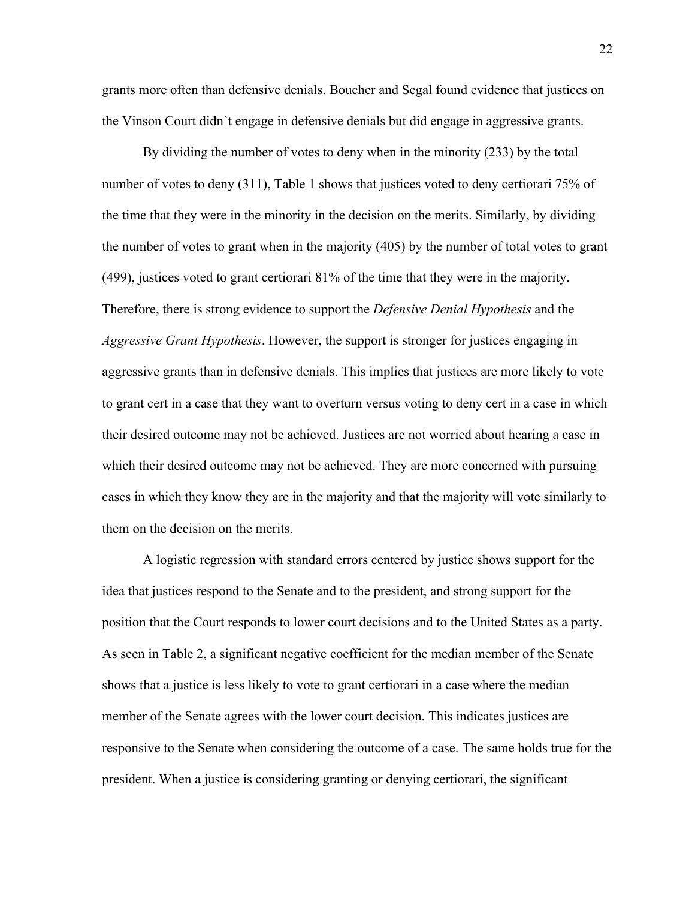grants more often than defensive denials. Boucher and Segal found evidence that justices on the Vinson Court didn't engage in defensive denials but did engage in aggressive grants.

By dividing the number of votes to deny when in the minority (233) by the total number of votes to deny (311), Table 1 shows that justices voted to deny certiorari 75% of the time that they were in the minority in the decision on the merits. Similarly, by dividing the number of votes to grant when in the majority (405) by the number of total votes to grant (499), justices voted to grant certiorari 81% of the time that they were in the majority. Therefore, there is strong evidence to support the *Defensive Denial Hypothesis* and the *Aggressive Grant Hypothesis*. However, the support is stronger for justices engaging in aggressive grants than in defensive denials. This implies that justices are more likely to vote to grant cert in a case that they want to overturn versus voting to deny cert in a case in which their desired outcome may not be achieved. Justices are not worried about hearing a case in which their desired outcome may not be achieved. They are more concerned with pursuing cases in which they know they are in the majority and that the majority will vote similarly to them on the decision on the merits.

A logistic regression with standard errors centered by justice shows support for the idea that justices respond to the Senate and to the president, and strong support for the position that the Court responds to lower court decisions and to the United States as a party. As seen in Table 2, a significant negative coefficient for the median member of the Senate shows that a justice is less likely to vote to grant certiorari in a case where the median member of the Senate agrees with the lower court decision. This indicates justices are responsive to the Senate when considering the outcome of a case. The same holds true for the president. When a justice is considering granting or denying certiorari, the significant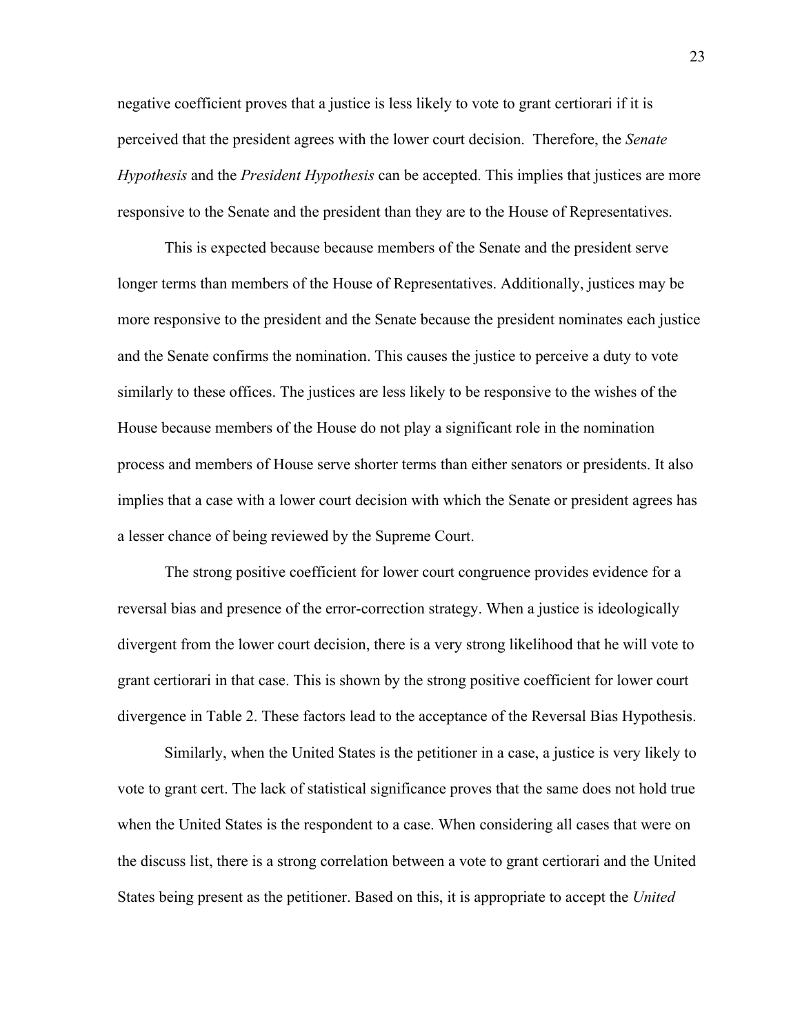negative coefficient proves that a justice is less likely to vote to grant certiorari if it is perceived that the president agrees with the lower court decision. Therefore, the *Senate Hypothesis* and the *President Hypothesis* can be accepted. This implies that justices are more responsive to the Senate and the president than they are to the House of Representatives.

This is expected because because members of the Senate and the president serve longer terms than members of the House of Representatives. Additionally, justices may be more responsive to the president and the Senate because the president nominates each justice and the Senate confirms the nomination. This causes the justice to perceive a duty to vote similarly to these offices. The justices are less likely to be responsive to the wishes of the House because members of the House do not play a significant role in the nomination process and members of House serve shorter terms than either senators or presidents. It also implies that a case with a lower court decision with which the Senate or president agrees has a lesser chance of being reviewed by the Supreme Court.

The strong positive coefficient for lower court congruence provides evidence for a reversal bias and presence of the error-correction strategy. When a justice is ideologically divergent from the lower court decision, there is a very strong likelihood that he will vote to grant certiorari in that case. This is shown by the strong positive coefficient for lower court divergence in Table 2. These factors lead to the acceptance of the Reversal Bias Hypothesis.

Similarly, when the United States is the petitioner in a case, a justice is very likely to vote to grant cert. The lack of statistical significance proves that the same does not hold true when the United States is the respondent to a case. When considering all cases that were on the discuss list, there is a strong correlation between a vote to grant certiorari and the United States being present as the petitioner. Based on this, it is appropriate to accept the *United*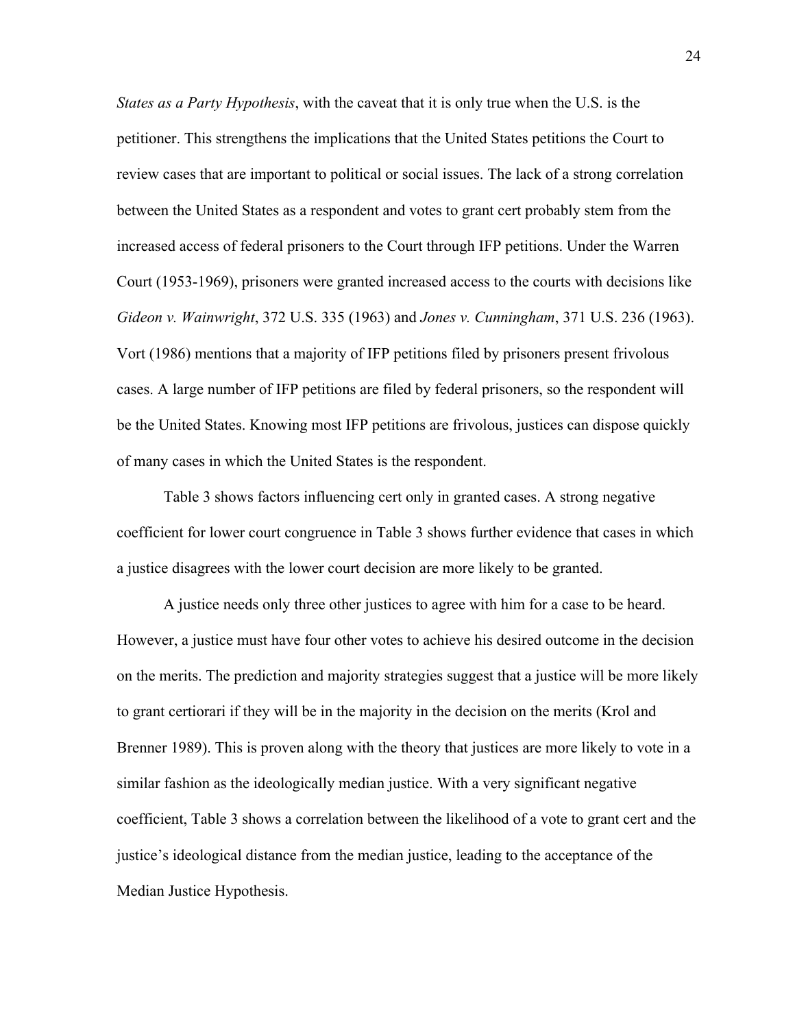*States as a Party Hypothesis*, with the caveat that it is only true when the U.S. is the petitioner. This strengthens the implications that the United States petitions the Court to review cases that are important to political or social issues. The lack of a strong correlation between the United States as a respondent and votes to grant cert probably stem from the increased access of federal prisoners to the Court through IFP petitions. Under the Warren Court (1953-1969), prisoners were granted increased access to the courts with decisions like *Gideon v. Wainwright*, 372 U.S. 335 (1963) and *Jones v. Cunningham*, 371 U.S. 236 (1963). Vort (1986) mentions that a majority of IFP petitions filed by prisoners present frivolous cases. A large number of IFP petitions are filed by federal prisoners, so the respondent will be the United States. Knowing most IFP petitions are frivolous, justices can dispose quickly of many cases in which the United States is the respondent.

Table 3 shows factors influencing cert only in granted cases. A strong negative coefficient for lower court congruence in Table 3 shows further evidence that cases in which a justice disagrees with the lower court decision are more likely to be granted.

A justice needs only three other justices to agree with him for a case to be heard. However, a justice must have four other votes to achieve his desired outcome in the decision on the merits. The prediction and majority strategies suggest that a justice will be more likely to grant certiorari if they will be in the majority in the decision on the merits (Krol and Brenner 1989). This is proven along with the theory that justices are more likely to vote in a similar fashion as the ideologically median justice. With a very significant negative coefficient, Table 3 shows a correlation between the likelihood of a vote to grant cert and the justice's ideological distance from the median justice, leading to the acceptance of the Median Justice Hypothesis.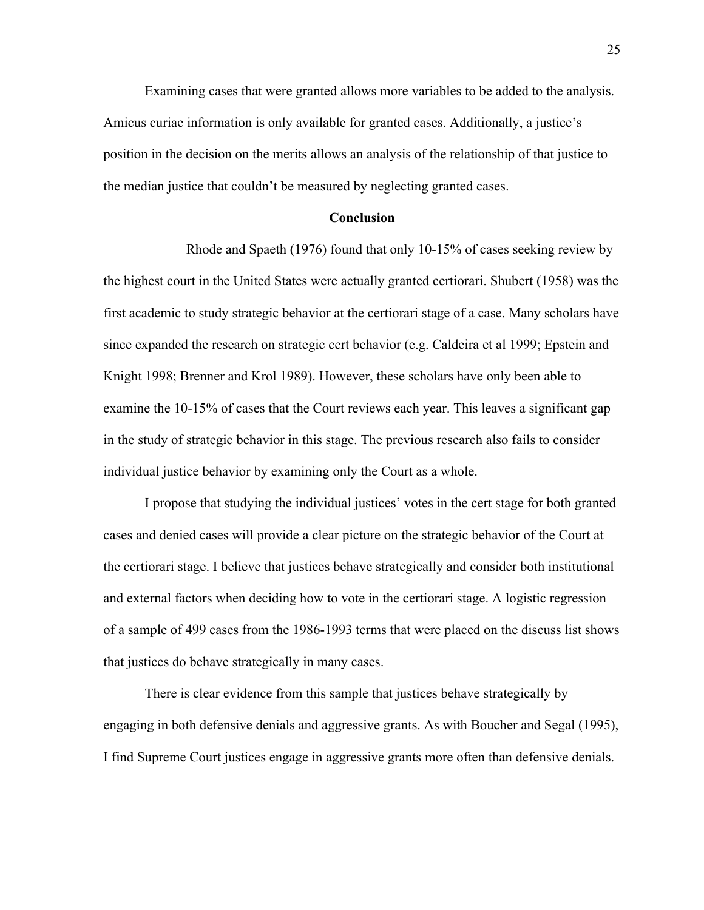Examining cases that were granted allows more variables to be added to the analysis. Amicus curiae information is only available for granted cases. Additionally, a justice's position in the decision on the merits allows an analysis of the relationship of that justice to the median justice that couldn't be measured by neglecting granted cases.

## Conclusion

Rhode and Spaeth (1976) found that only 10-15% of cases seeking review by the highest court in the United States were actually granted certiorari. Shubert (1958) was the first academic to study strategic behavior at the certiorari stage of a case. Many scholars have since expanded the research on strategic cert behavior (e.g. Caldeira et al 1999; Epstein and Knight 1998; Brenner and Krol 1989). However, these scholars have only been able to examine the 10-15% of cases that the Court reviews each year. This leaves a significant gap in the study of strategic behavior in this stage. The previous research also fails to consider individual justice behavior by examining only the Court as a whole.

I propose that studying the individual justices' votes in the cert stage for both granted cases and denied cases will provide a clear picture on the strategic behavior of the Court at the certiorari stage. I believe that justices behave strategically and consider both institutional and external factors when deciding how to vote in the certiorari stage. A logistic regression of a sample of 499 cases from the 1986-1993 terms that were placed on the discuss list shows that justices do behave strategically in many cases.

There is clear evidence from this sample that justices behave strategically by engaging in both defensive denials and aggressive grants. As with Boucher and Segal (1995), I find Supreme Court justices engage in aggressive grants more often than defensive denials.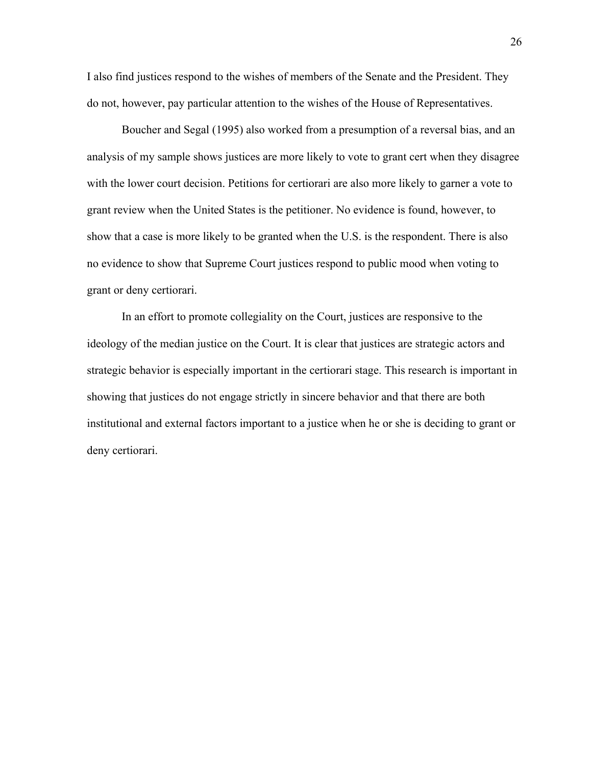I also find justices respond to the wishes of members of the Senate and the President. They do not, however, pay particular attention to the wishes of the House of Representatives.

Boucher and Segal (1995) also worked from a presumption of a reversal bias, and an analysis of my sample shows justices are more likely to vote to grant cert when they disagree with the lower court decision. Petitions for certiorari are also more likely to garner a vote to grant review when the United States is the petitioner. No evidence is found, however, to show that a case is more likely to be granted when the U.S. is the respondent. There is also no evidence to show that Supreme Court justices respond to public mood when voting to grant or deny certiorari.

In an effort to promote collegiality on the Court, justices are responsive to the ideology of the median justice on the Court. It is clear that justices are strategic actors and strategic behavior is especially important in the certiorari stage. This research is important in showing that justices do not engage strictly in sincere behavior and that there are both institutional and external factors important to a justice when he or she is deciding to grant or deny certiorari.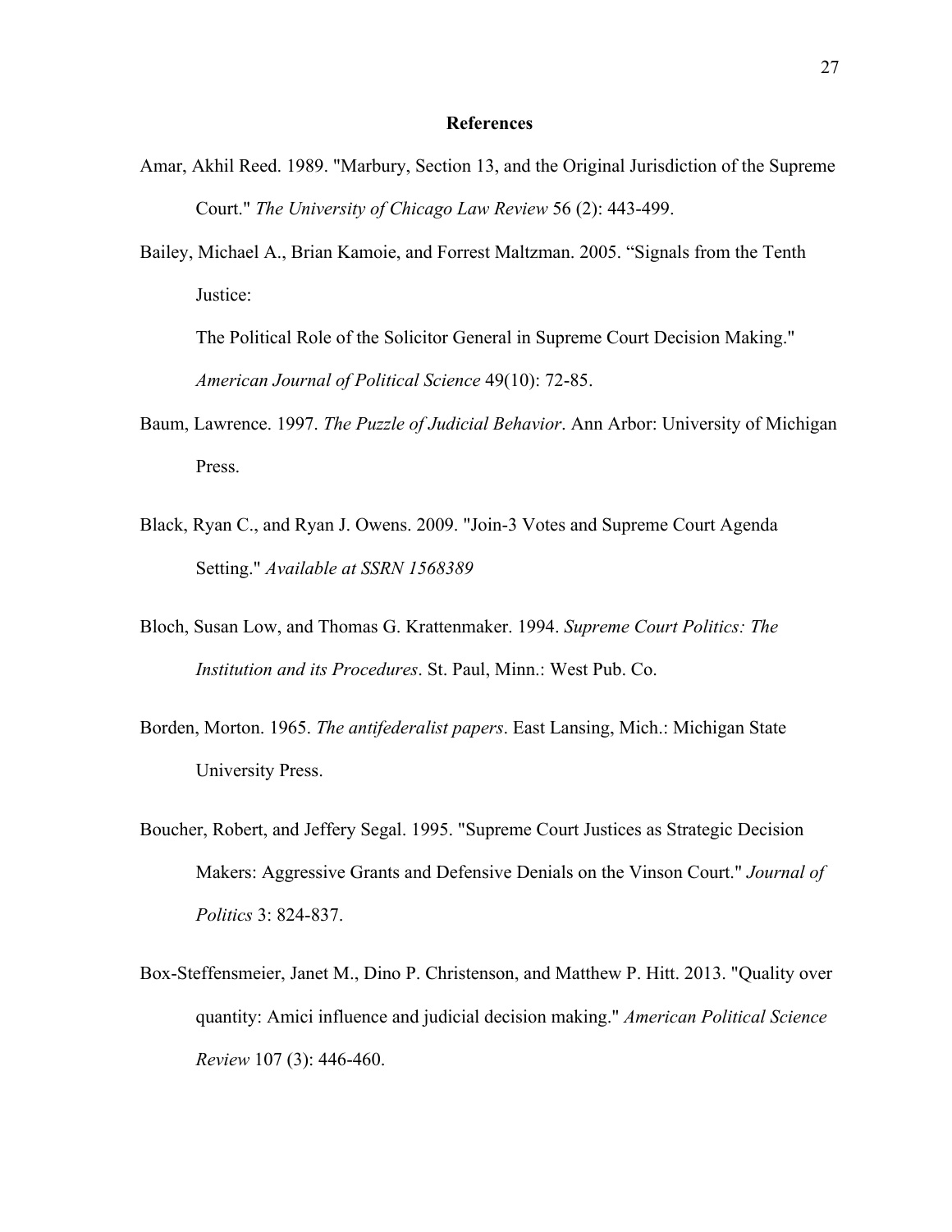## References

Amar, Akhil Reed. 1989. "Marbury, Section 13, and the Original Jurisdiction of the Supreme Court." *The University of Chicago Law Review* 56 (2): 443-499.

Bailey, Michael A., Brian Kamoie, and Forrest Maltzman. 2005. "Signals from the Tenth Justice:
The Political Role of the Solicitor General in Supreme Court Decision Making." *American Journal of Political Science* 49(10): 72-85.

Baum, Lawrence. 1997. *The Puzzle of Judicial Behavior*. Ann Arbor: University of Michigan Press.

Black, Ryan C., and Ryan J. Owens. 2009. "Join-3 Votes and Supreme Court Agenda Setting." *Available at SSRN 1568389*

Bloch, Susan Low, and Thomas G. Krattenmaker. 1994. *Supreme Court Politics: The Institution and its Procedures*. St. Paul, Minn.: West Pub. Co.

Borden, Morton. 1965. *The antifederalist papers*. East Lansing, Mich.: Michigan State University Press.

Boucher, Robert, and Jeffery Segal. 1995. "Supreme Court Justices as Strategic Decision Makers: Aggressive Grants and Defensive Denials on the Vinson Court." *Journal of Politics* 3: 824-837.

Box-Steffensmeier, Janet M., Dino P. Christenson, and Matthew P. Hitt. 2013. "Quality over quantity: Amici influence and judicial decision making." *American Political Science Review* 107 (3): 446-460.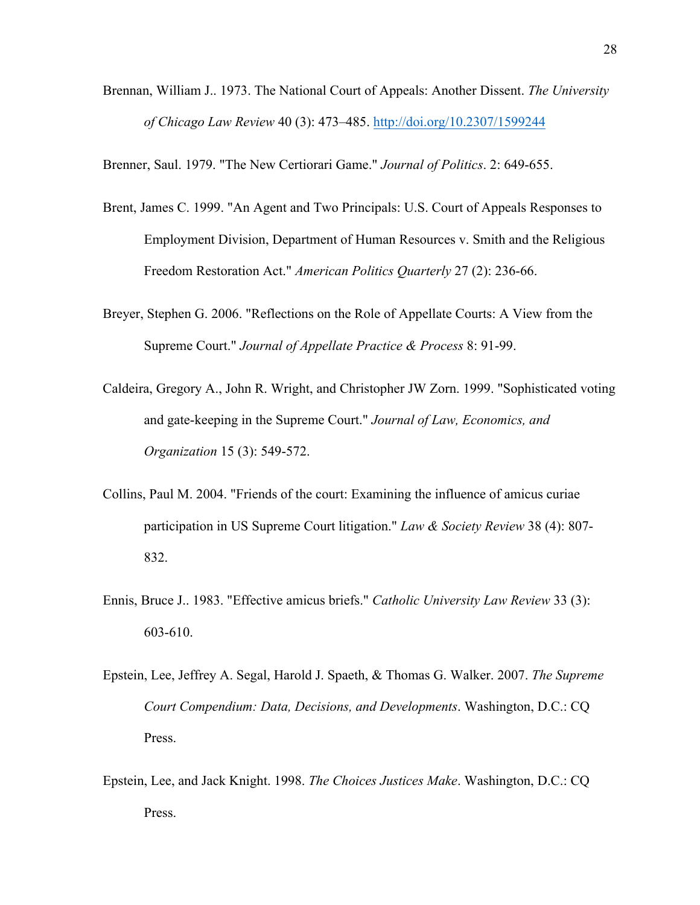Brennan, William J.. 1973. The National Court of Appeals: Another Dissent. *The University of Chicago Law Review* 40 (3): 473–485. http://doi.org/10.2307/1599244

Brenner, Saul. 1979. "The New Certiorari Game." *Journal of Politics*. 2: 649-655.

Brent, James C. 1999. "An Agent and Two Principals: U.S. Court of Appeals Responses to Employment Division, Department of Human Resources v. Smith and the Religious Freedom Restoration Act." *American Politics Quarterly* 27 (2): 236-66.

Breyer, Stephen G. 2006. "Reflections on the Role of Appellate Courts: A View from the Supreme Court." *Journal of Appellate Practice & Process* 8: 91-99.

Caldeira, Gregory A., John R. Wright, and Christopher JW Zorn. 1999. "Sophisticated voting and gate-keeping in the Supreme Court." *Journal of Law, Economics, and Organization* 15 (3): 549-572.

Collins, Paul M. 2004. "Friends of the court: Examining the influence of amicus curiae participation in US Supreme Court litigation." *Law & Society Review* 38 (4): 807-832.

Ennis, Bruce J.. 1983. "Effective amicus briefs." *Catholic University Law Review* 33 (3): 603-610.

Epstein, Lee, Jeffrey A. Segal, Harold J. Spaeth, & Thomas G. Walker. 2007. *The Supreme Court Compendium: Data, Decisions, and Developments*. Washington, D.C.: CQ Press.

Epstein, Lee, and Jack Knight. 1998. *The Choices Justices Make*. Washington, D.C.: CQ Press.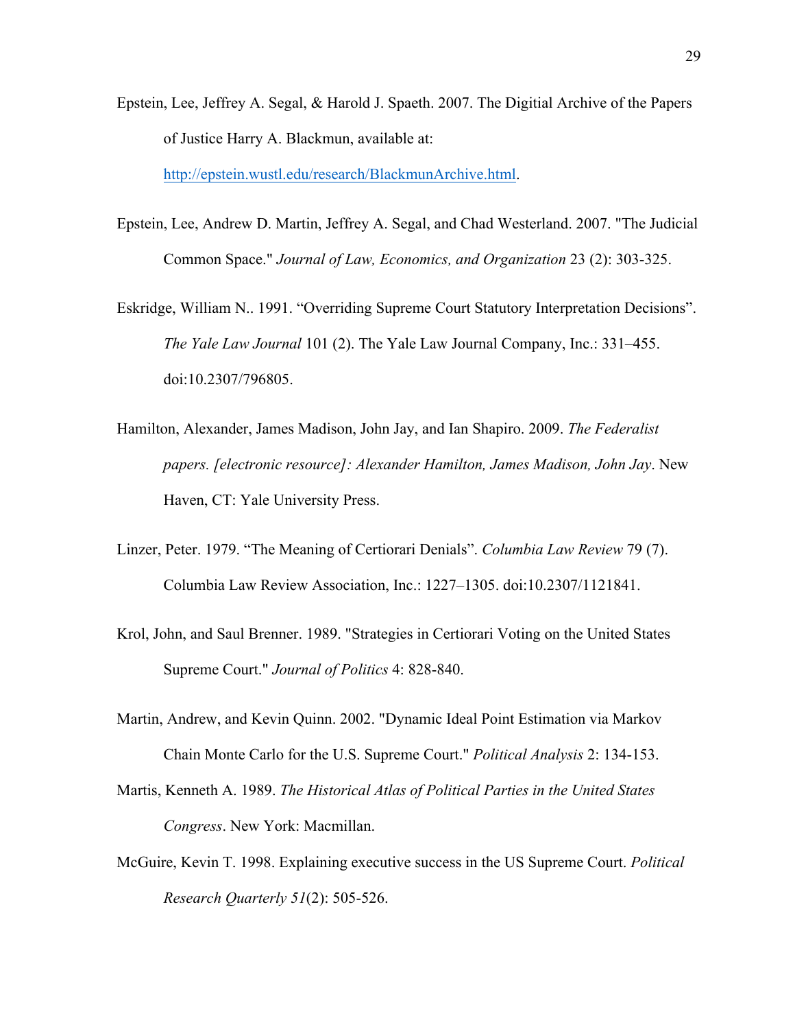Epstein, Lee, Jeffrey A. Segal, & Harold J. Spaeth. 2007. The Digitial Archive of the Papers of Justice Harry A. Blackmun, available at: http://epstein.wustl.edu/research/BlackmunArchive.html.

Epstein, Lee, Andrew D. Martin, Jeffrey A. Segal, and Chad Westerland. 2007. "The Judicial Common Space." *Journal of Law, Economics, and Organization* 23 (2): 303-325.

Eskridge, William N.. 1991. “Overriding Supreme Court Statutory Interpretation Decisions”. *The Yale Law Journal* 101 (2). The Yale Law Journal Company, Inc.: 331–455. doi:10.2307/796805.

Hamilton, Alexander, James Madison, John Jay, and Ian Shapiro. 2009. *The Federalist papers. [electronic resource]: Alexander Hamilton, James Madison, John Jay*. New Haven, CT: Yale University Press.

Linzer, Peter. 1979. “The Meaning of Certiorari Denials”. *Columbia Law Review* 79 (7). Columbia Law Review Association, Inc.: 1227–1305. doi:10.2307/1121841.

Krol, John, and Saul Brenner. 1989. "Strategies in Certiorari Voting on the United States Supreme Court." *Journal of Politics* 4: 828-840.

Martin, Andrew, and Kevin Quinn. 2002. "Dynamic Ideal Point Estimation via Markov Chain Monte Carlo for the U.S. Supreme Court." *Political Analysis* 2: 134-153.

Martis, Kenneth A. 1989. *The Historical Atlas of Political Parties in the United States Congress*. New York: Macmillan.

McGuire, Kevin T. 1998. Explaining executive success in the US Supreme Court. *Political Research Quarterly 51*(2): 505-526.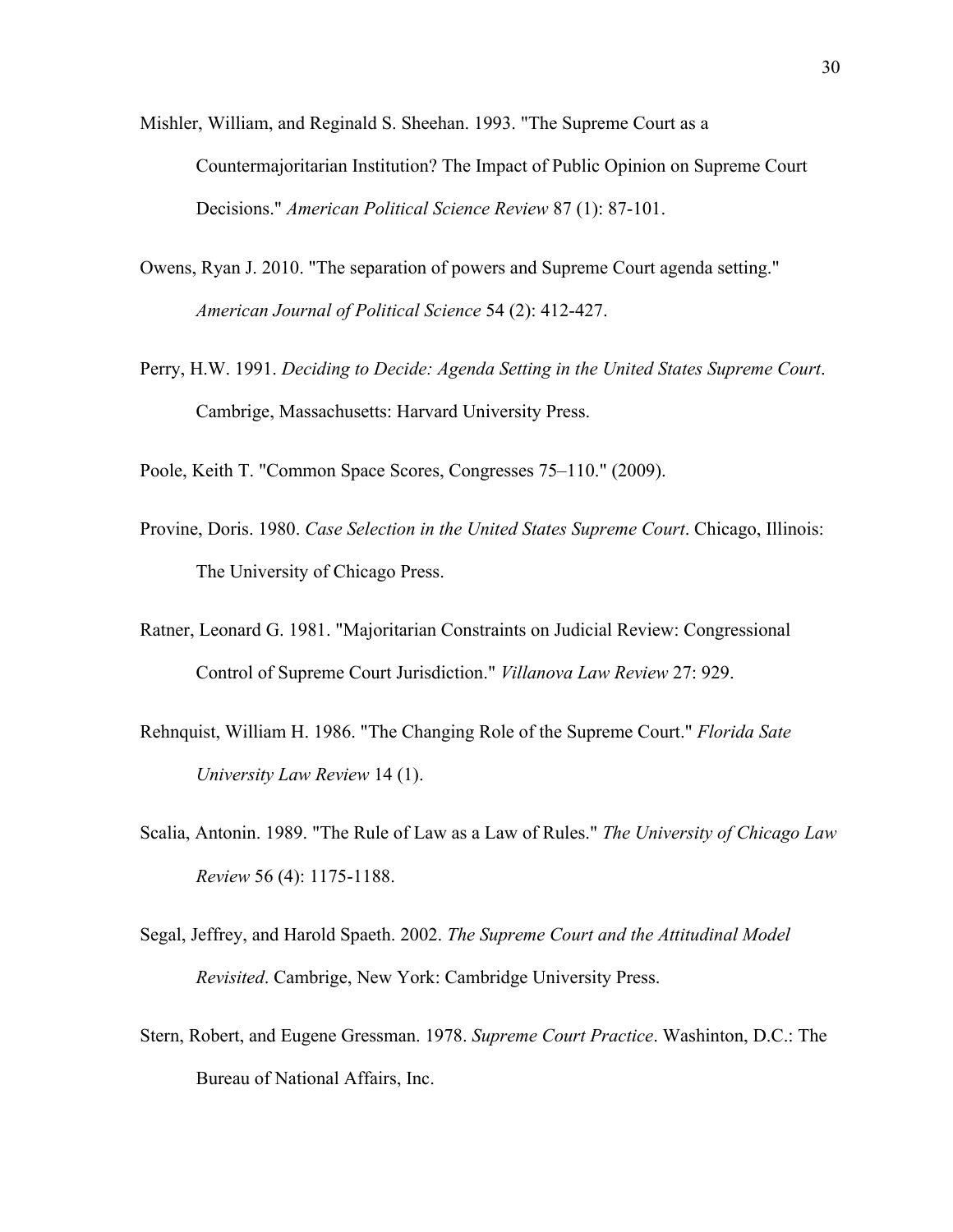Mishler, William, and Reginald S. Sheehan. 1993. "The Supreme Court as a Countermajoritarian Institution? The Impact of Public Opinion on Supreme Court Decisions." *American Political Science Review* 87 (1): 87-101.

Owens, Ryan J. 2010. "The separation of powers and Supreme Court agenda setting." *American Journal of Political Science* 54 (2): 412-427.

Perry, H.W. 1991. *Deciding to Decide: Agenda Setting in the United States Supreme Court*. Cambrige, Massachusetts: Harvard University Press.

Poole, Keith T. "Common Space Scores, Congresses 75–110." (2009).

Provine, Doris. 1980. *Case Selection in the United States Supreme Court*. Chicago, Illinois: The University of Chicago Press.

Ratner, Leonard G. 1981. "Majoritarian Constraints on Judicial Review: Congressional Control of Supreme Court Jurisdiction." *Villanova Law Review* 27: 929.

Rehnquist, William H. 1986. "The Changing Role of the Supreme Court." *Florida Sate University Law Review* 14 (1).

Scalia, Antonin. 1989. "The Rule of Law as a Law of Rules." *The University of Chicago Law Review* 56 (4): 1175-1188.

Segal, Jeffrey, and Harold Spaeth. 2002. *The Supreme Court and the Attitudinal Model Revisited*. Cambrige, New York: Cambridge University Press.

Stern, Robert, and Eugene Gressman. 1978. *Supreme Court Practice*. Washinton, D.C.: The Bureau of National Affairs, Inc.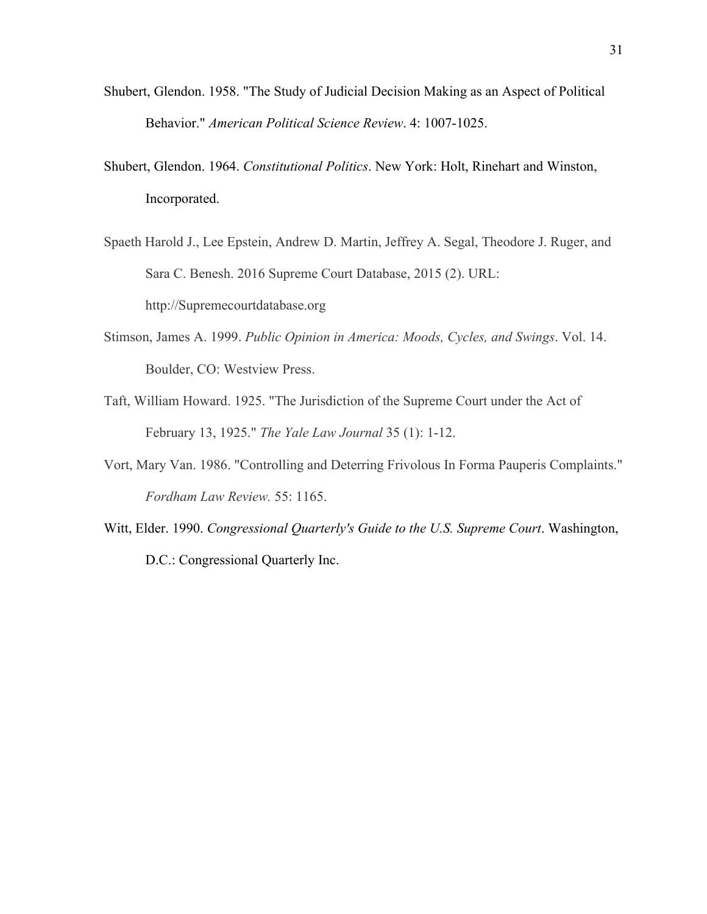Shubert, Glendon. 1958. "The Study of Judicial Decision Making as an Aspect of Political Behavior." *American Political Science Review*. 4: 1007-1025.

Shubert, Glendon. 1964. *Constitutional Politics*. New York: Holt, Rinehart and Winston, Incorporated.

Spaeth Harold J., Lee Epstein, Andrew D. Martin, Jeffrey A. Segal, Theodore J. Ruger, and Sara C. Benesh. 2016 Supreme Court Database, 2015 (2). URL: http://Supremecourtdatabase.org

Stimson, James A. 1999. *Public Opinion in America: Moods, Cycles, and Swings*. Vol. 14. Boulder, CO: Westview Press.

Taft, William Howard. 1925. "The Jurisdiction of the Supreme Court under the Act of February 13, 1925." *The Yale Law Journal* 35 (1): 1-12.

Vort, Mary Van. 1986. "Controlling and Deterring Frivolous In Forma Pauperis Complaints." *Fordham Law Review.* 55: 1165.

Witt, Elder. 1990. *Congressional Quarterly's Guide to the U.S. Supreme Court*. Washington, D.C.: Congressional Quarterly Inc.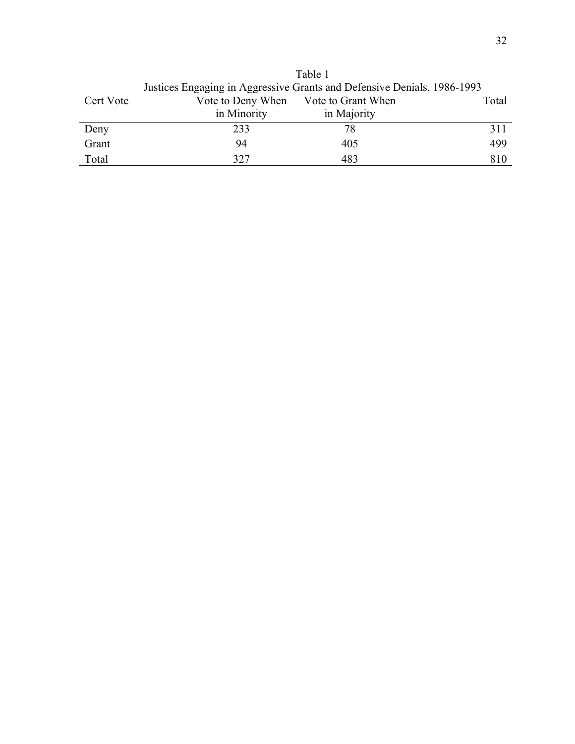Table 1

Justices Engaging in Aggressive Grants and Defensive Denials, 1986-1993

| Cert Vote | Vote to Deny When in Minority | Vote to Grant When in Majority | Total |
|---|---|---|---|
| Deny | 233 | 78 | 311 |
| Grant | 94 | 405 | 499 |
| Total | 327 | 483 | 810 |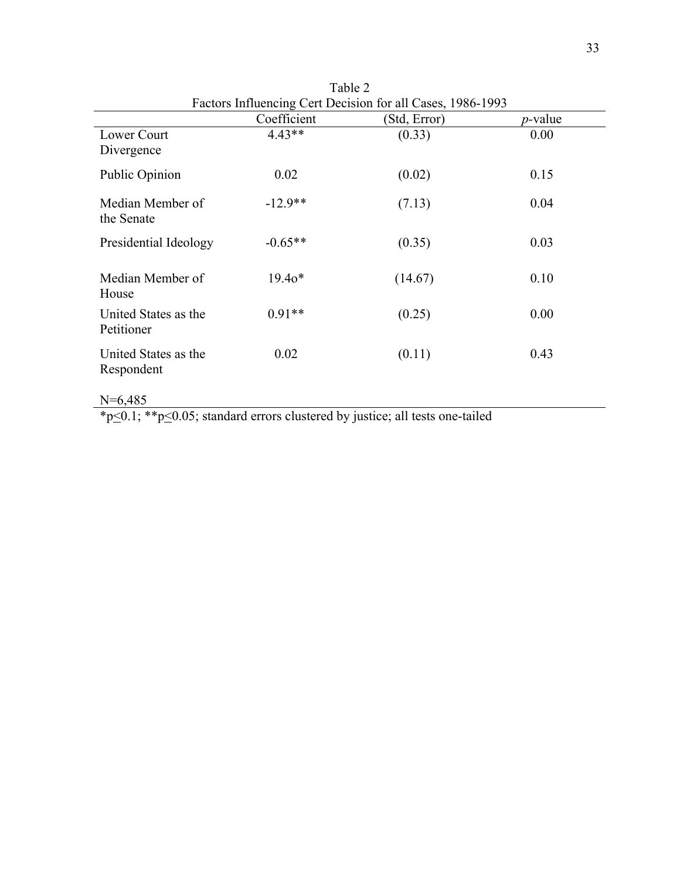Table 2

Factors Influencing Cert Decision for all Cases, 1986-1993

| | Coefficient | (Std, Error) | *p*-value |
|---|---|---|---|
| Lower Court Divergence | 4.43** | (0.33) | 0.00 |
| Public Opinion | 0.02 | (0.02) | 0.15 |
| Median Member of the Senate | -12.9** | (7.13) | 0.04 |
| Presidential Ideology | -0.65** | (0.35) | 0.03 |
| Median Member of House | 19.4o* | (14.67) | 0.10 |
| United States as the Petitioner | 0.91** | (0.25) | 0.00 |
| United States as the Respondent | 0.02 | (0.11) | 0.43 |

N=6,485

*$p \leq 0.1$; **$p \leq 0.05$; standard errors clustered by justice; all tests one-tailed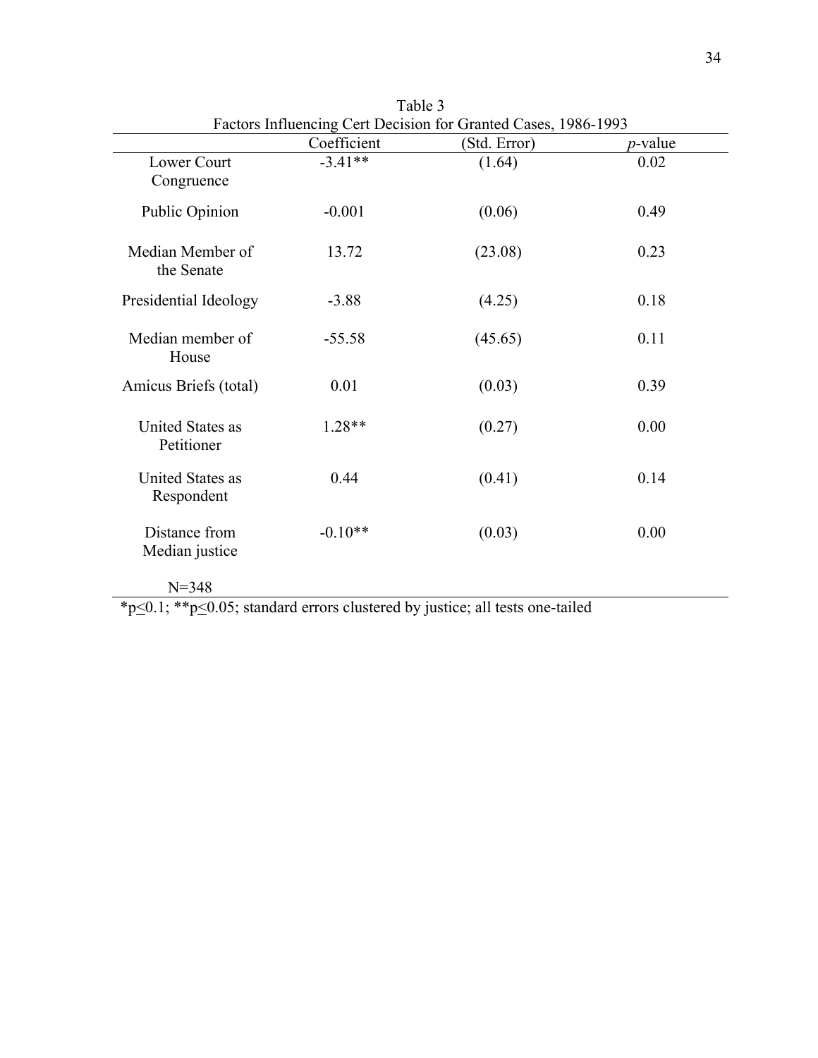Table 3

Factors Influencing Cert Decision for Granted Cases, 1986-1993

| | Coefficient | (Std. Error) | *p*-value |
|---|---|---|---|
| Lower Court Congruence | -3.41** | (1.64) | 0.02 |
| Public Opinion | -0.001 | (0.06) | 0.49 |
| Median Member of the Senate | 13.72 | (23.08) | 0.23 |
| Presidential Ideology | -3.88 | (4.25) | 0.18 |
| Median member of House | -55.58 | (45.65) | 0.11 |
| Amicus Briefs (total) | 0.01 | (0.03) | 0.39 |
| United States as Petitioner | 1.28** | (0.27) | 0.00 |
| United States as Respondent | 0.44 | (0.41) | 0.14 |
| Distance from Median justice | -0.10** | (0.03) | 0.00 |
| N=348 | | | |

*$p \leq 0.1$; **$p \leq 0.05$; standard errors clustered by justice; all tests one-tailed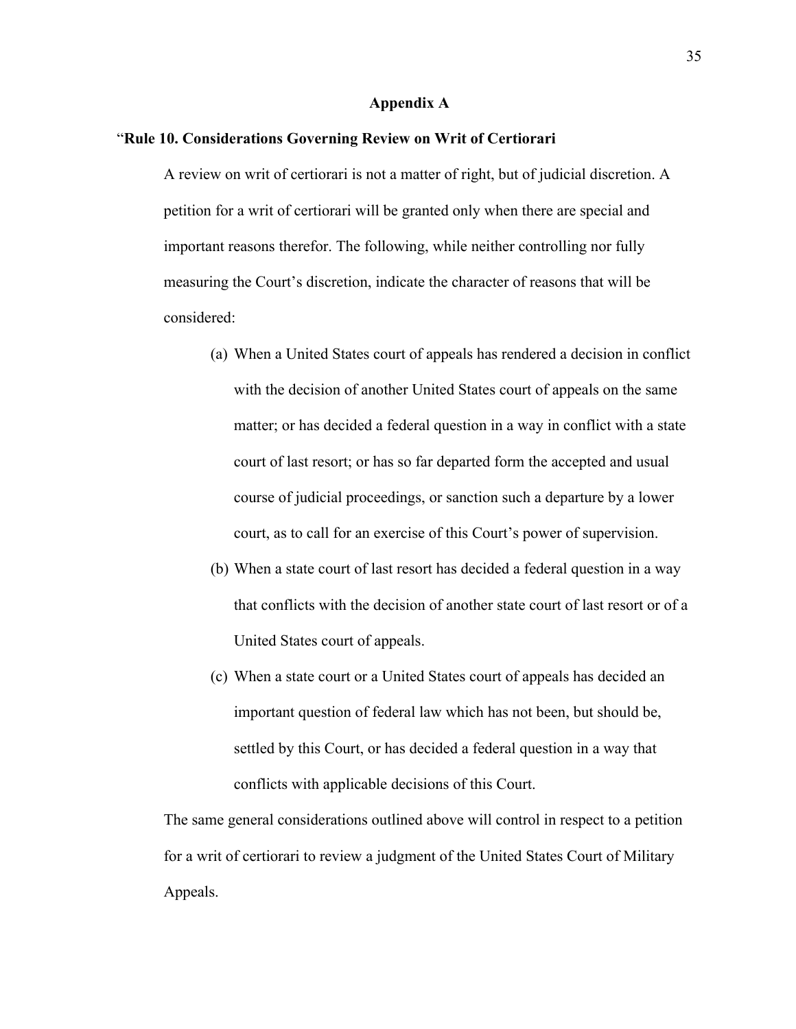## Appendix A

“**Rule 10. Considerations Governing Review on Writ of Certiorari**

A review on writ of certiorari is not a matter of right, but of judicial discretion. A petition for a writ of certiorari will be granted only when there are special and important reasons therefor. The following, while neither controlling nor fully measuring the Court’s discretion, indicate the character of reasons that will be considered:

(a) When a United States court of appeals has rendered a decision in conflict with the decision of another United States court of appeals on the same matter; or has decided a federal question in a way in conflict with a state court of last resort; or has so far departed form the accepted and usual course of judicial proceedings, or sanction such a departure by a lower court, as to call for an exercise of this Court’s power of supervision.

(b) When a state court of last resort has decided a federal question in a way that conflicts with the decision of another state court of last resort or of a United States court of appeals.

(c) When a state court or a United States court of appeals has decided an important question of federal law which has not been, but should be, settled by this Court, or has decided a federal question in a way that conflicts with applicable decisions of this Court.

The same general considerations outlined above will control in respect to a petition for a writ of certiorari to review a judgment of the United States Court of Military Appeals.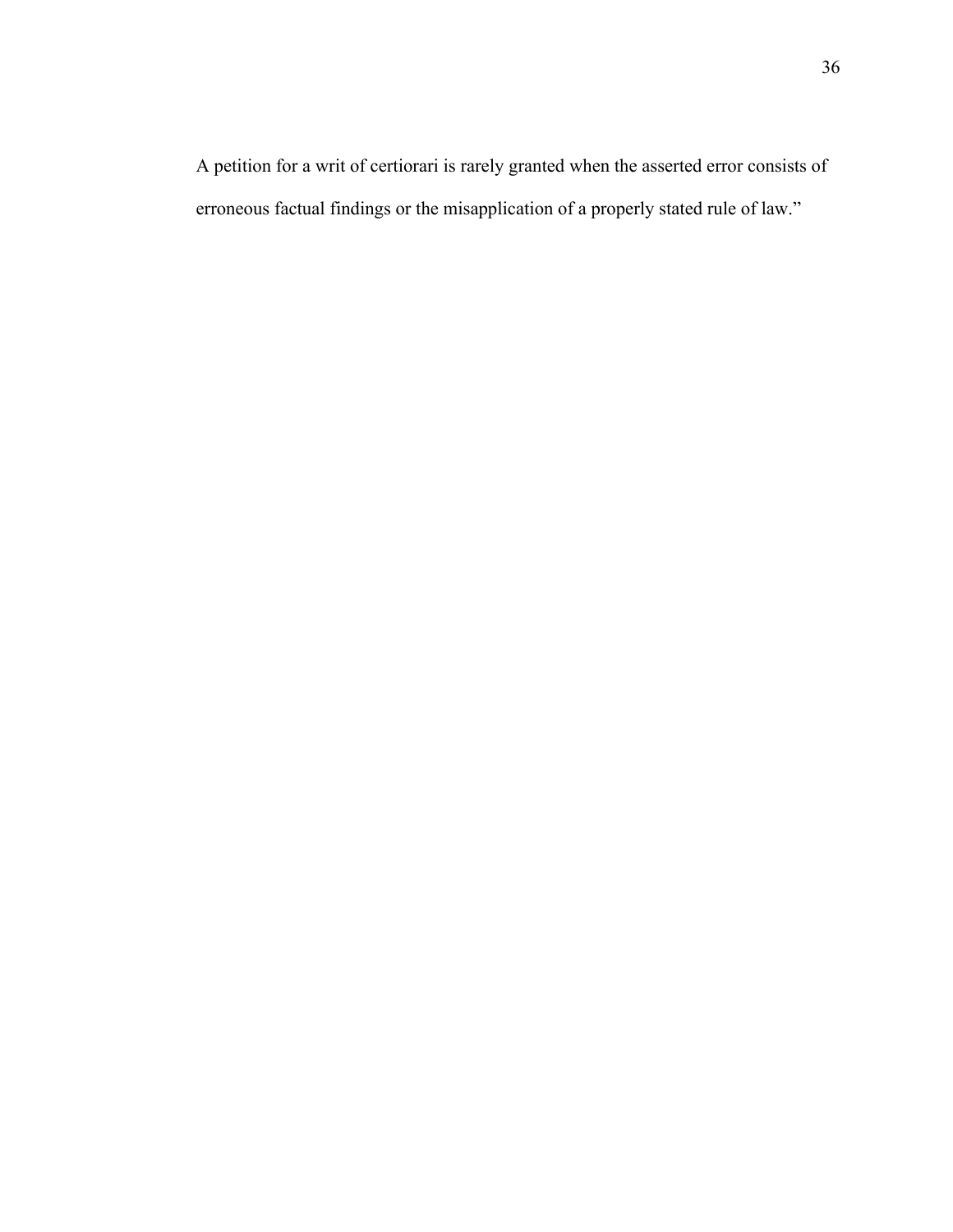A petition for a writ of certiorari is rarely granted when the asserted error consists of erroneous factual findings or the misapplication of a properly stated rule of law."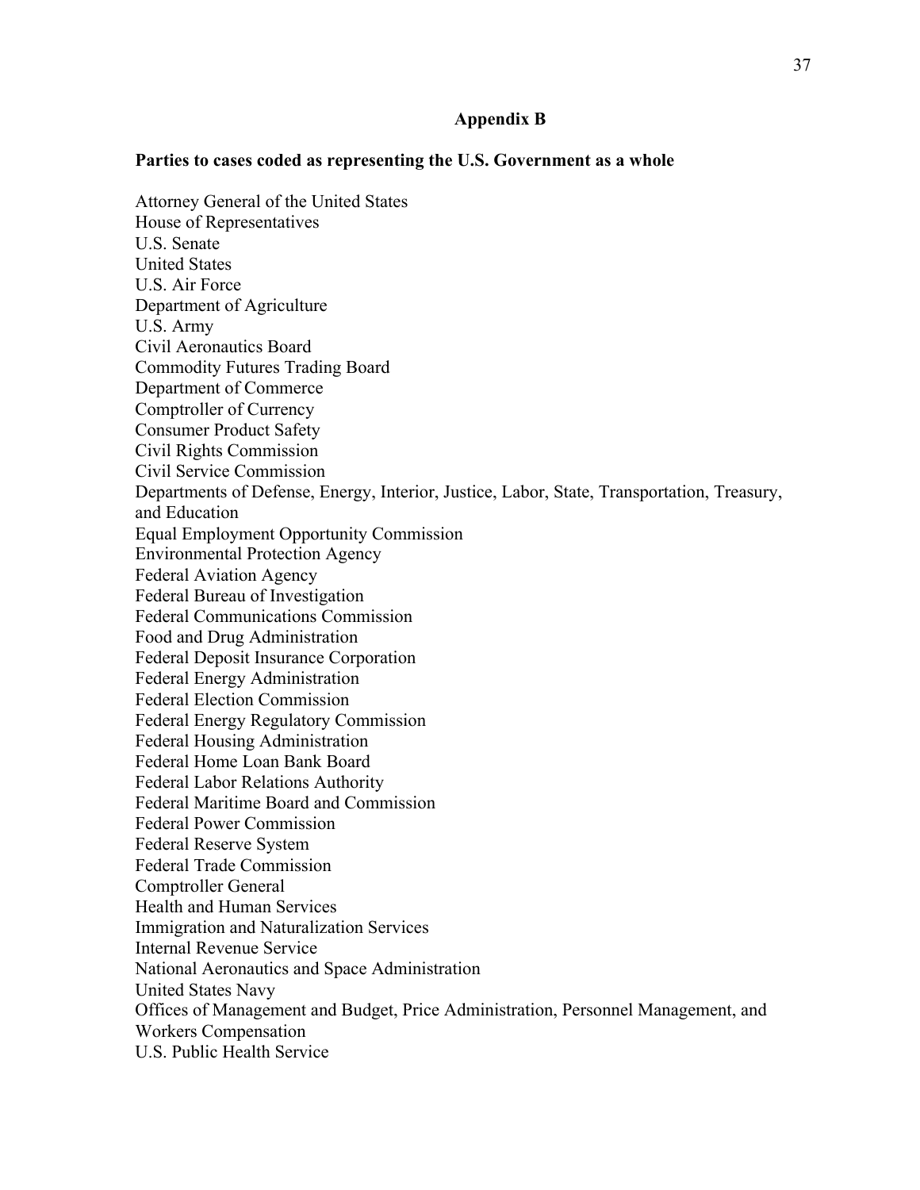## Appendix B

**Parties to cases coded as representing the U.S. Government as a whole**

Attorney General of the United States
House of Representatives
U.S. Senate
United States
U.S. Air Force
Department of Agriculture
U.S. Army
Civil Aeronautics Board
Commodity Futures Trading Board
Department of Commerce
Comptroller of Currency
Consumer Product Safety
Civil Rights Commission
Civil Service Commission
Departments of Defense, Energy, Interior, Justice, Labor, State, Transportation, Treasury, and Education
Equal Employment Opportunity Commission
Environmental Protection Agency
Federal Aviation Agency
Federal Bureau of Investigation
Federal Communications Commission
Food and Drug Administration
Federal Deposit Insurance Corporation
Federal Energy Administration
Federal Election Commission
Federal Energy Regulatory Commission
Federal Housing Administration
Federal Home Loan Bank Board
Federal Labor Relations Authority
Federal Maritime Board and Commission
Federal Power Commission
Federal Reserve System
Federal Trade Commission
Comptroller General
Health and Human Services
Immigration and Naturalization Services
Internal Revenue Service
National Aeronautics and Space Administration
United States Navy
Offices of Management and Budget, Price Administration, Personnel Management, and Workers Compensation
U.S. Public Health Service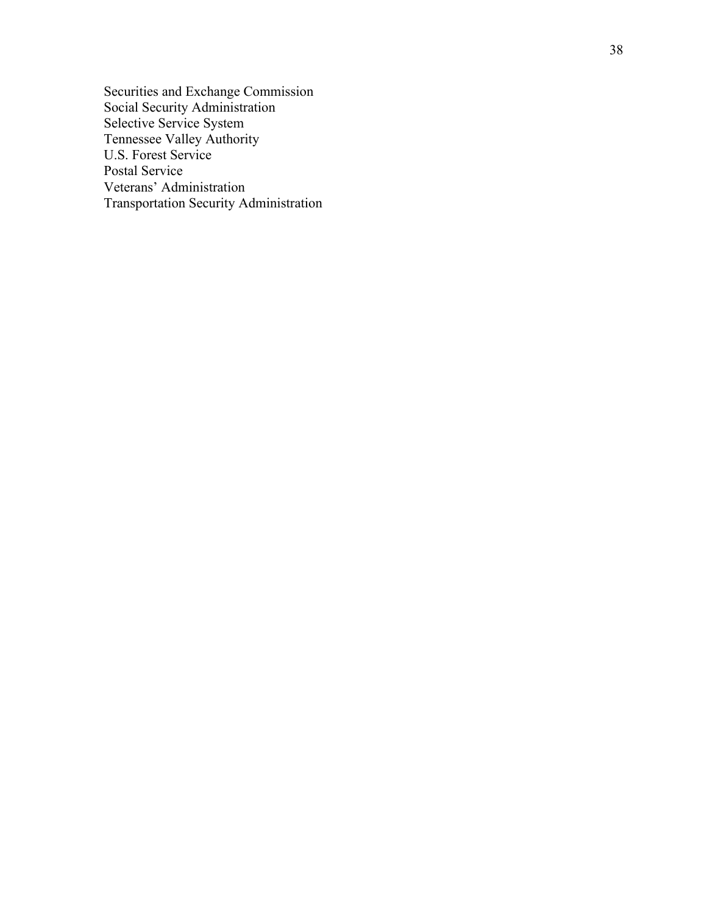Securities and Exchange Commission
Social Security Administration
Selective Service System
Tennessee Valley Authority
U.S. Forest Service
Postal Service
Veterans' Administration
Transportation Security Administration